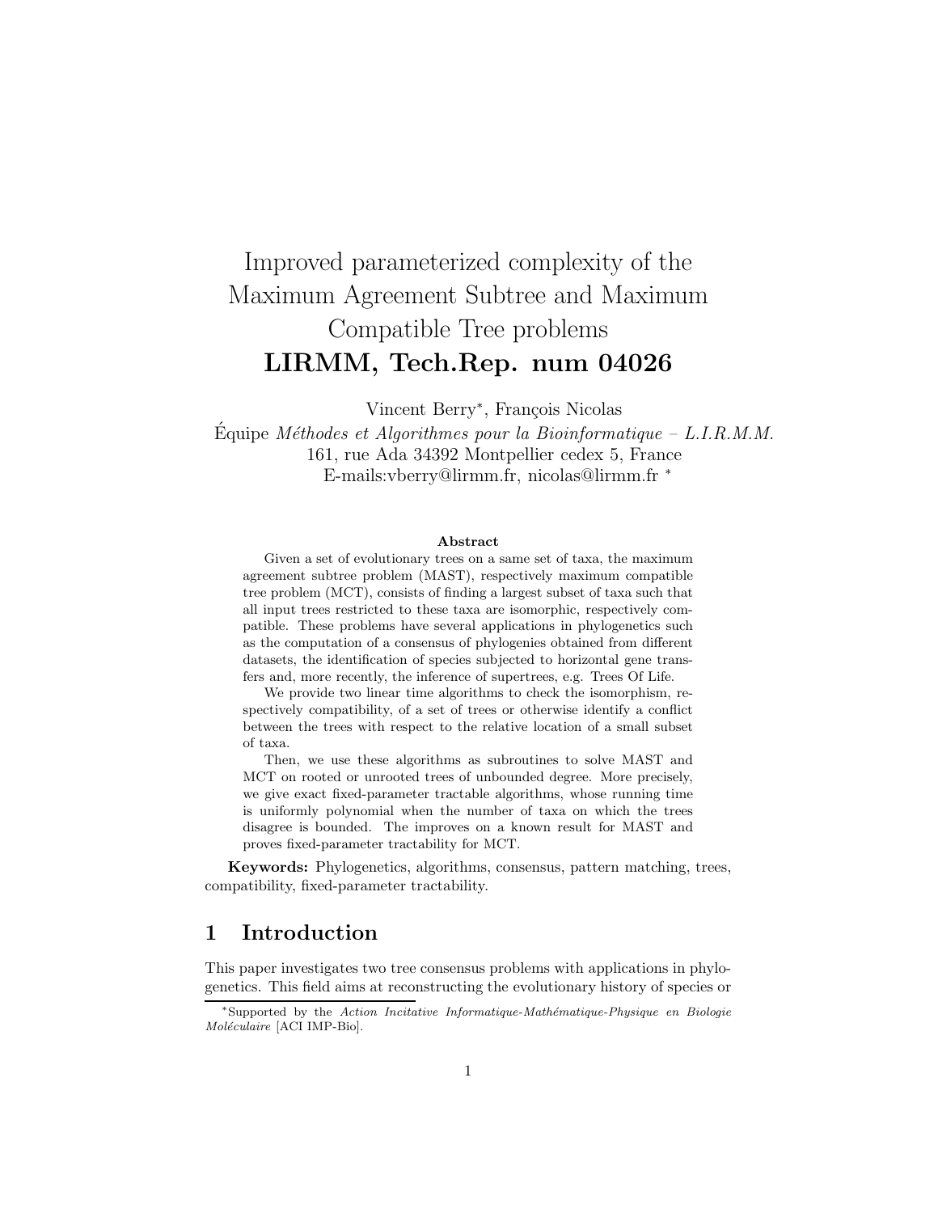# Improved parameterized complexity of the Maximum Agreement Subtree and Maximum Compatible Tree problems
# LIRMM, Tech.Rep. num 04026

Vincent Berry*, François Nicolas

Équipe *Méthodes et Algorithmes pour la Bioinformatique – L.I.R.M.M.*
161, rue Ada 34392 Montpellier cedex 5, France
E-mails:vberry@lirmm.fr, nicolas@lirmm.fr *

### Abstract

Given a set of evolutionary trees on a same set of taxa, the maximum agreement subtree problem (MAST), respectively maximum compatible tree problem (MCT), consists of finding a largest subset of taxa such that all input trees restricted to these taxa are isomorphic, respectively compatible. These problems have several applications in phylogenetics such as the computation of a consensus of phylogenies obtained from different datasets, the identification of species subjected to horizontal gene transfers and, more recently, the inference of supertrees, e.g. Trees Of Life.

We provide two linear time algorithms to check the isomorphism, respectively compatibility, of a set of trees or otherwise identify a conflict between the trees with respect to the relative location of a small subset of taxa.

Then, we use these algorithms as subroutines to solve MAST and MCT on rooted or unrooted trees of unbounded degree. More precisely, we give exact fixed-parameter tractable algorithms, whose running time is uniformly polynomial when the number of taxa on which the trees disagree is bounded. The improves on a known result for MAST and proves fixed-parameter tractability for MCT.

**Keywords:** Phylogenetics, algorithms, consensus, pattern matching, trees, compatibility, fixed-parameter tractability.

## 1 Introduction

This paper investigates two tree consensus problems with applications in phylogenetics. This field aims at reconstructing the evolutionary history of species or

*Supported by the *Action Incitative Informatique-Mathématique-Physique en Biologie Moléculaire* [ACI IMP-Bio].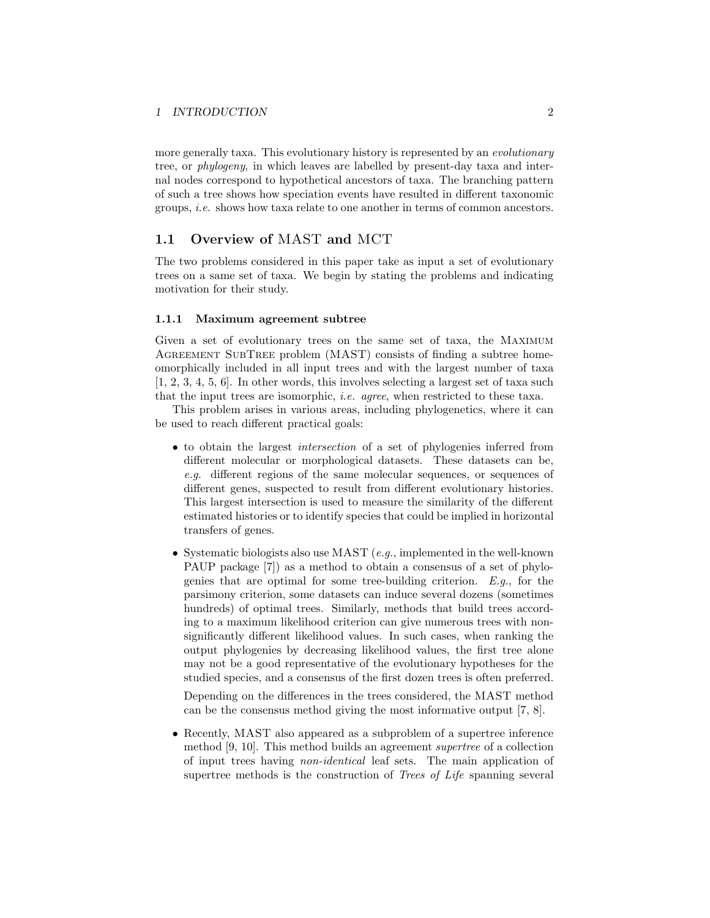more generally taxa. This evolutionary history is represented by an *evolutionary* tree, or *phylogeny*, in which leaves are labelled by present-day taxa and internal nodes correspond to hypothetical ancestors of taxa. The branching pattern of such a tree shows how speciation events have resulted in different taxonomic groups, *i.e.* shows how taxa relate to one another in terms of common ancestors.

## 1.1 Overview of MAST and MCT

The two problems considered in this paper take as input a set of evolutionary trees on a same set of taxa. We begin by stating the problems and indicating motivation for their study.

### 1.1.1 Maximum agreement subtree

Given a set of evolutionary trees on the same set of taxa, the Maximum Agreement SubTree problem (MAST) consists of finding a subtree homeomorphically included in all input trees and with the largest number of taxa [1, 2, 3, 4, 5, 6]. In other words, this involves selecting a largest set of taxa such that the input trees are isomorphic, *i.e.* *agree*, when restricted to these taxa.

This problem arises in various areas, including phylogenetics, where it can be used to reach different practical goals:

- to obtain the largest *intersection* of a set of phylogenies inferred from different molecular or morphological datasets. These datasets can be, *e.g.* different regions of the same molecular sequences, or sequences of different genes, suspected to result from different evolutionary histories. This largest intersection is used to measure the similarity of the different estimated histories or to identify species that could be implied in horizontal transfers of genes.

- Systematic biologists also use MAST (*e.g.*, implemented in the well-known PAUP package [7]) as a method to obtain a consensus of a set of phylogenies that are optimal for some tree-building criterion. *E.g.*, for the parsimony criterion, some datasets can induce several dozens (sometimes hundreds) of optimal trees. Similarly, methods that build trees according to a maximum likelihood criterion can give numerous trees with non-significantly different likelihood values. In such cases, when ranking the output phylogenies by decreasing likelihood values, the first tree alone may not be a good representative of the evolutionary hypotheses for the studied species, and a consensus of the first dozen trees is often preferred.

  Depending on the differences in the trees considered, the MAST method can be the consensus method giving the most informative output [7, 8].

- Recently, MAST also appeared as a subproblem of a supertree inference method [9, 10]. This method builds an agreement *supertree* of a collection of input trees having *non-identical* leaf sets. The main application of supertree methods is the construction of *Trees of Life* spanning several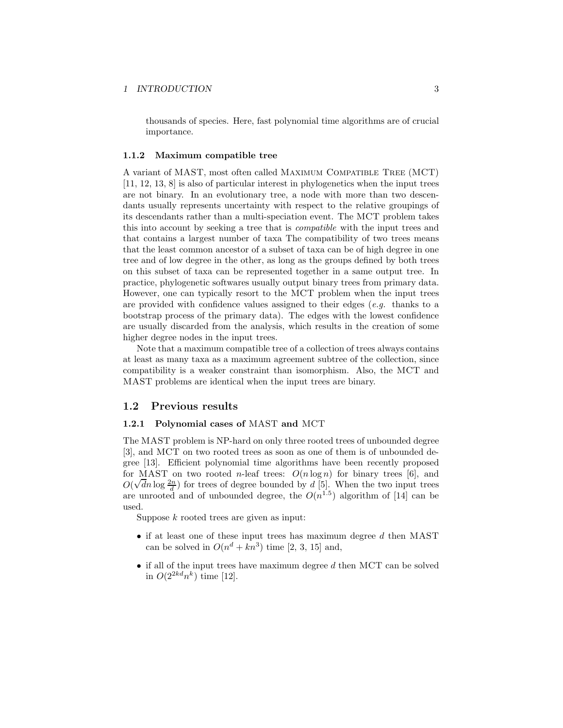thousands of species. Here, fast polynomial time algorithms are of crucial importance.

### 1.1.2 Maximum compatible tree

A variant of MAST, most often called MAXIMUM COMPATIBLE TREE (MCT) [11, 12, 13, 8] is also of particular interest in phylogenetics when the input trees are not binary. In an evolutionary tree, a node with more than two descendants usually represents uncertainty with respect to the relative groupings of its descendants rather than a multi-speciation event. The MCT problem takes this into account by seeking a tree that is *compatible* with the input trees and that contains a largest number of taxa The compatibility of two trees means that the least common ancestor of a subset of taxa can be of high degree in one tree and of low degree in the other, as long as the groups defined by both trees on this subset of taxa can be represented together in a same output tree. In practice, phylogenetic softwares usually output binary trees from primary data. However, one can typically resort to the MCT problem when the input trees are provided with confidence values assigned to their edges (*e.g.* thanks to a bootstrap process of the primary data). The edges with the lowest confidence are usually discarded from the analysis, which results in the creation of some higher degree nodes in the input trees.

Note that a maximum compatible tree of a collection of trees always contains at least as many taxa as a maximum agreement subtree of the collection, since compatibility is a weaker constraint than isomorphism. Also, the MCT and MAST problems are identical when the input trees are binary.

## 1.2 Previous results

### 1.2.1 Polynomial cases of MAST and MCT

The MAST problem is NP-hard on only three rooted trees of unbounded degree [3], and MCT on two rooted trees as soon as one of them is of unbounded degree [13]. Efficient polynomial time algorithms have been recently proposed for MAST on two rooted $n$-leaf trees: $O(n \log n)$ for binary trees [6], and $O(\sqrt{d}n \log \frac{2n}{d})$ for trees of degree bounded by $d$ [5]. When the two input trees are unrooted and of unbounded degree, the $O(n^{1.5})$ algorithm of [14] can be used.

Suppose $k$ rooted trees are given as input:

- if at least one of these input trees has maximum degree $d$ then MAST can be solved in $O(n^d + kn^3)$ time [2, 3, 15] and,
- if all of the input trees have maximum degree $d$ then MCT can be solved in $O(2^{2kd}n^k)$ time [12].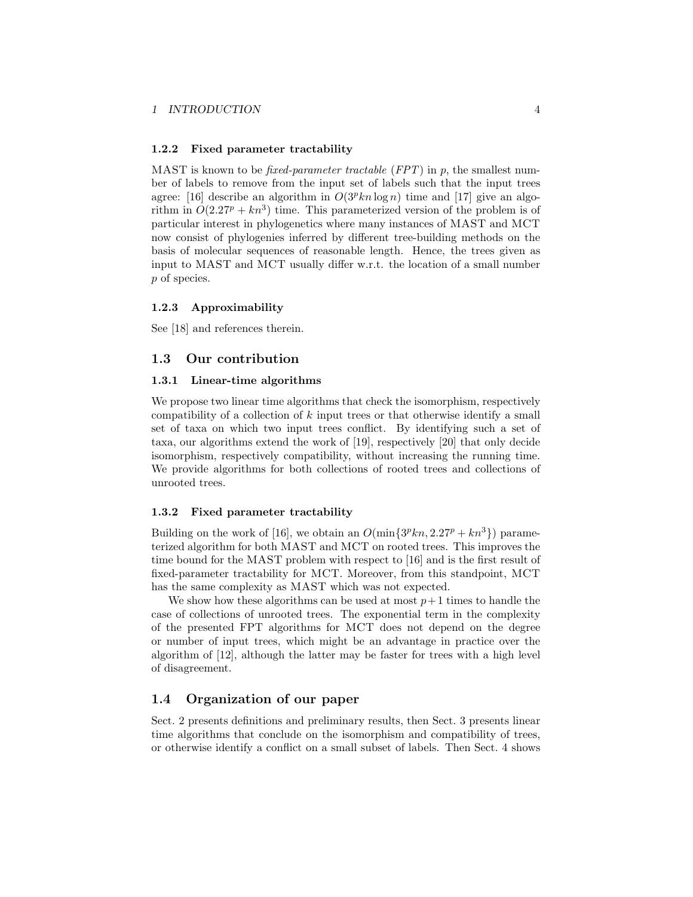#### 1.2.2 Fixed parameter tractability

MAST is known to be *fixed-parameter tractable* (*FPT*) in $p$, the smallest number of labels to remove from the input set of labels such that the input trees agree: [16] describe an algorithm in $O(3^p kn \log n)$ time and [17] give an algorithm in $O(2.27^p + kn^3)$ time. This parameterized version of the problem is of particular interest in phylogenetics where many instances of MAST and MCT now consist of phylogenies inferred by different tree-building methods on the basis of molecular sequences of reasonable length. Hence, the trees given as input to MAST and MCT usually differ w.r.t. the location of a small number $p$ of species.

#### 1.2.3 Approximability

See [18] and references therein.

### 1.3 Our contribution

#### 1.3.1 Linear-time algorithms

We propose two linear time algorithms that check the isomorphism, respectively compatibility of a collection of $k$ input trees or that otherwise identify a small set of taxa on which two input trees conflict. By identifying such a set of taxa, our algorithms extend the work of [19], respectively [20] that only decide isomorphism, respectively compatibility, without increasing the running time. We provide algorithms for both collections of rooted trees and collections of unrooted trees.

#### 1.3.2 Fixed parameter tractability

Building on the work of [16], we obtain an $O(\min\{3^p kn, 2.27^p + kn^3\})$ parameterized algorithm for both MAST and MCT on rooted trees. This improves the time bound for the MAST problem with respect to [16] and is the first result of fixed-parameter tractability for MCT. Moreover, from this standpoint, MCT has the same complexity as MAST which was not expected.

We show how these algorithms can be used at most $p+1$ times to handle the case of collections of unrooted trees. The exponential term in the complexity of the presented FPT algorithms for MCT does not depend on the degree or number of input trees, which might be an advantage in practice over the algorithm of [12], although the latter may be faster for trees with a high level of disagreement.

### 1.4 Organization of our paper

Sect. 2 presents definitions and preliminary results, then Sect. 3 presents linear time algorithms that conclude on the isomorphism and compatibility of trees, or otherwise identify a conflict on a small subset of labels. Then Sect. 4 shows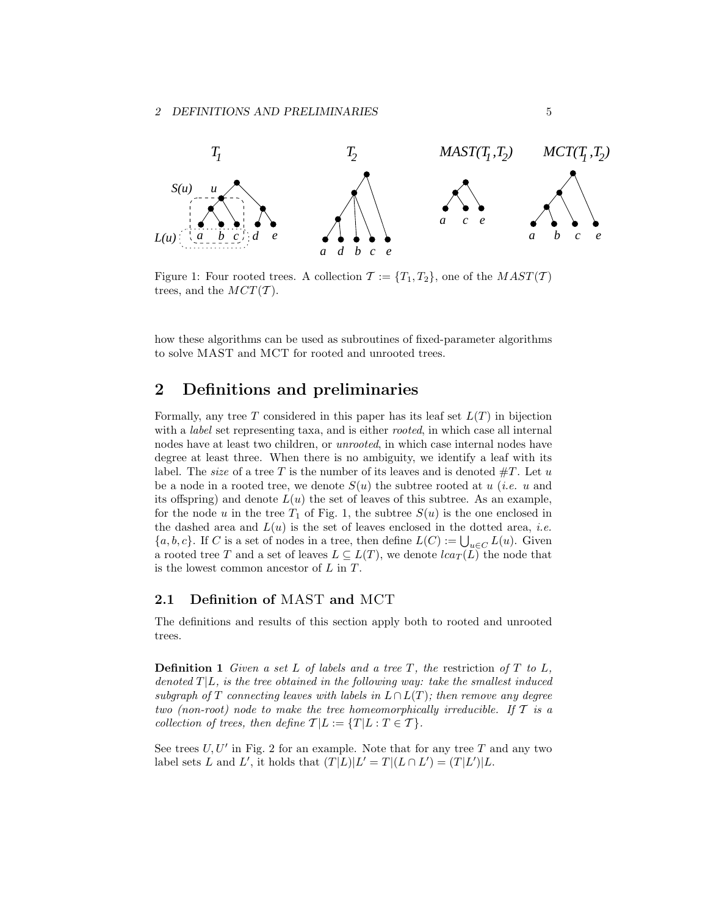Figure 1: Four rooted trees. A collection $\mathcal{T} := \{T_1, T_2\}$, one of the $MAST(\mathcal{T})$ trees, and the $MCT(\mathcal{T})$.

how these algorithms can be used as subroutines of fixed-parameter algorithms to solve MAST and MCT for rooted and unrooted trees.

## 2 Definitions and preliminaries

Formally, any tree $T$ considered in this paper has its leaf set $L(T)$ in bijection with a *label* set representing taxa, and is either *rooted*, in which case all internal nodes have at least two children, or *unrooted*, in which case internal nodes have degree at least three. When there is no ambiguity, we identify a leaf with its label. The *size* of a tree $T$ is the number of its leaves and is denoted $\#T$. Let $u$ be a node in a rooted tree, we denote $S(u)$ the subtree rooted at $u$ (*i.e.* $u$ and its offspring) and denote $L(u)$ the set of leaves of this subtree. As an example, for the node $u$ in the tree $T_1$ of Fig. 1, the subtree $S(u)$ is the one enclosed in the dashed area and $L(u)$ is the set of leaves enclosed in the dotted area, *i.e.* $\{a, b, c\}$. If $C$ is a set of nodes in a tree, then define $L(C) := \bigcup_{u \in C} L(u)$. Given a rooted tree $T$ and a set of leaves $L \subseteq L(T)$, we denote $lca_T(L)$ the node that is the lowest common ancestor of $L$ in $T$.

### 2.1 Definition of MAST and MCT

The definitions and results of this section apply both to rooted and unrooted trees.

**Definition 1** *Given a set $L$ of labels and a tree $T$, the* restriction *of $T$ to $L$, denoted $T|L$, is the tree obtained in the following way: take the smallest induced subgraph of $T$ connecting leaves with labels in $L \cap L(T)$; then remove any degree two (non-root) node to make the tree homeomorphically irreducible. If $\mathcal{T}$ is a collection of trees, then define $\mathcal{T}|L := \{T|L : T \in \mathcal{T}\}$.*

See trees $U, U'$ in Fig. 2 for an example. Note that for any tree $T$ and any two label sets $L$ and $L'$, it holds that $(T|L)|L' = T|(L \cap L') = (T|L')|L$.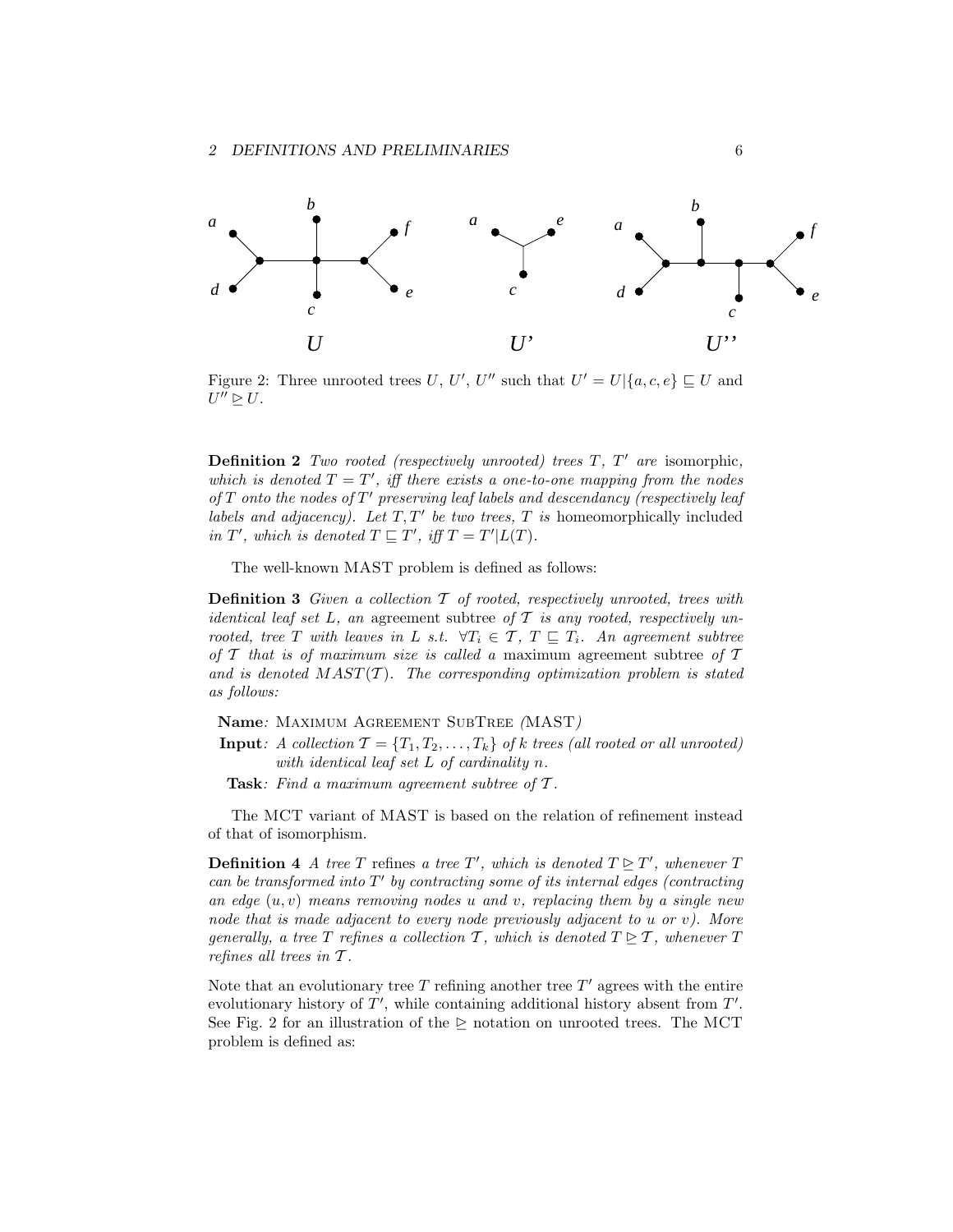Figure 2: Three unrooted trees $U$, $U'$, $U''$ such that $U' = U|\{a, c, e\} \sqsubseteq U$ and $U'' \trianglerighteq U$.

**Definition 2** *Two rooted (respectively unrooted) trees $T$, $T'$ are* isomorphic*, which is denoted $T = T'$, iff there exists a one-to-one mapping from the nodes of $T$ onto the nodes of $T'$ preserving leaf labels and descendancy (respectively leaf labels and adjacency). Let $T, T'$ be two trees, $T$ is* homeomorphically included *in $T'$, which is denoted $T \sqsubseteq T'$, iff $T = T'|L(T)$.*

The well-known MAST problem is defined as follows:

**Definition 3** *Given a collection $\mathcal{T}$ of rooted, respectively unrooted, trees with identical leaf set $L$, an* agreement subtree *of $\mathcal{T}$ is any rooted, respectively unrooted, tree $T$ with leaves in $L$ s.t. $\forall T_i \in \mathcal{T}$, $T \sqsubseteq T_i$. An agreement subtree of $\mathcal{T}$ that is of maximum size is called a* maximum agreement subtree *of $\mathcal{T}$ and is denoted $MAST(\mathcal{T})$. The corresponding optimization problem is stated as follows:*

**Name**: Maximum Agreement SubTree (MAST)

**Input**: *A collection $\mathcal{T} = \{T_1, T_2, \ldots, T_k\}$ of $k$ trees (all rooted or all unrooted) with identical leaf set $L$ of cardinality $n$.*

**Task**: *Find a maximum agreement subtree of $\mathcal{T}$.*

The MCT variant of MAST is based on the relation of refinement instead of that of isomorphism.

**Definition 4** *A tree $T$* refines *a tree $T'$, which is denoted $T \trianglerighteq T'$, whenever $T$ can be transformed into $T'$ by contracting some of its internal edges (contracting an edge $(u, v)$ means removing nodes $u$ and $v$, replacing them by a single new node that is made adjacent to every node previously adjacent to $u$ or $v$). More generally, a tree $T$ refines a collection $\mathcal{T}$, which is denoted $T \trianglerighteq \mathcal{T}$, whenever $T$ refines all trees in $\mathcal{T}$.*

Note that an evolutionary tree $T$ refining another tree $T'$ agrees with the entire evolutionary history of $T'$, while containing additional history absent from $T'$. See Fig. 2 for an illustration of the $\trianglerighteq$ notation on unrooted trees. The MCT problem is defined as: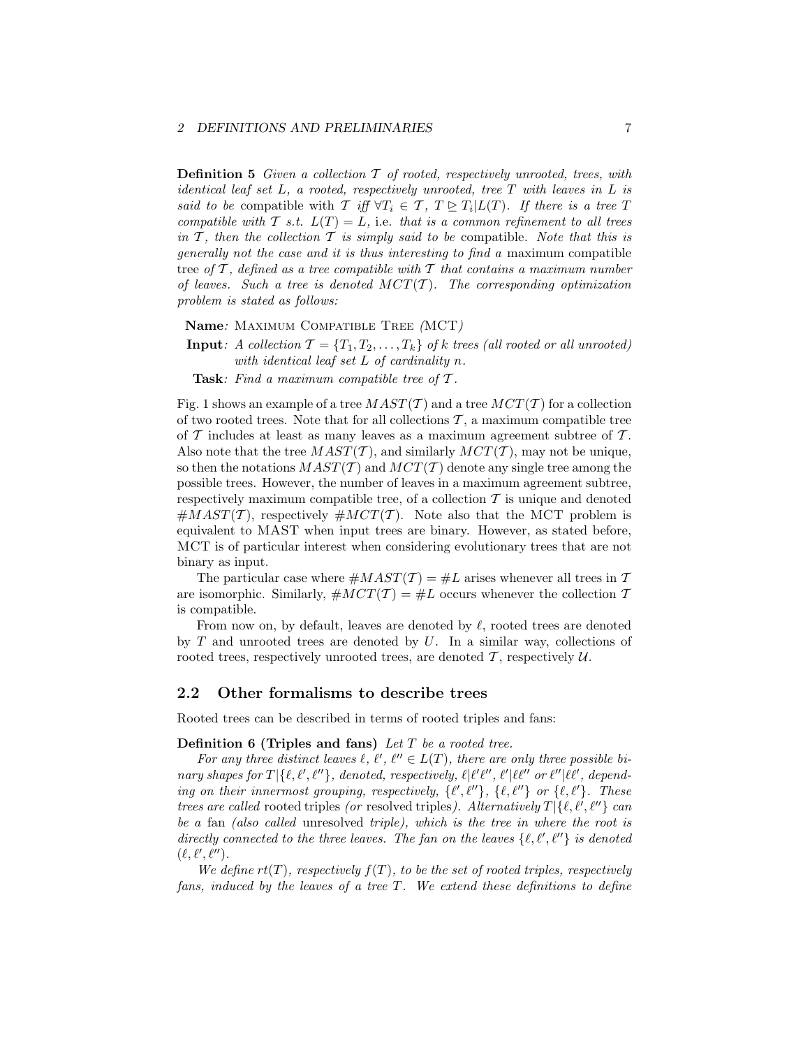**Definition 5** *Given a collection $\mathcal{T}$ of rooted, respectively unrooted, trees, with identical leaf set $L$, a rooted, respectively unrooted, tree $T$ with leaves in $L$ is said to be* compatible with $\mathcal{T}$ *iff* $\forall T_i \in \mathcal{T}$, $T \trianglerighteq T_i|L(T)$. *If there is a tree $T$ compatible with $\mathcal{T}$ s.t. $L(T) = L$,* i.e. *that is a common refinement to all trees in $\mathcal{T}$, then the collection $\mathcal{T}$ is simply said to be* compatible. *Note that this is generally not the case and it is thus interesting to find a* maximum compatible tree *of $\mathcal{T}$, defined as a tree compatible with $\mathcal{T}$ that contains a maximum number of leaves. Such a tree is denoted $MCT(\mathcal{T})$. The corresponding optimization problem is stated as follows:*

**Name**: Maximum Compatible Tree (MCT)

**Input**: *A collection $\mathcal{T} = \{T_1, T_2, \ldots, T_k\}$ of $k$ trees (all rooted or all unrooted) with identical leaf set $L$ of cardinality $n$.*

**Task**: *Find a maximum compatible tree of $\mathcal{T}$.*

Fig. 1 shows an example of a tree $MAST(\mathcal{T})$ and a tree $MCT(\mathcal{T})$ for a collection of two rooted trees. Note that for all collections $\mathcal{T}$, a maximum compatible tree of $\mathcal{T}$ includes at least as many leaves as a maximum agreement subtree of $\mathcal{T}$. Also note that the tree $MAST(\mathcal{T})$, and similarly $MCT(\mathcal{T})$, may not be unique, so then the notations $MAST(\mathcal{T})$ and $MCT(\mathcal{T})$ denote any single tree among the possible trees. However, the number of leaves in a maximum agreement subtree, respectively maximum compatible tree, of a collection $\mathcal{T}$ is unique and denoted $\#MAST(\mathcal{T})$, respectively $\#MCT(\mathcal{T})$. Note also that the MCT problem is equivalent to MAST when input trees are binary. However, as stated before, MCT is of particular interest when considering evolutionary trees that are not binary as input.

The particular case where $\#MAST(\mathcal{T}) = \#L$ arises whenever all trees in $\mathcal{T}$ are isomorphic. Similarly, $\#MCT(\mathcal{T}) = \#L$ occurs whenever the collection $\mathcal{T}$ is compatible.

From now on, by default, leaves are denoted by $\ell$, rooted trees are denoted by $T$ and unrooted trees are denoted by $U$. In a similar way, collections of rooted trees, respectively unrooted trees, are denoted $\mathcal{T}$, respectively $\mathcal{U}$.

## 2.2 Other formalisms to describe trees

Rooted trees can be described in terms of rooted triples and fans:

**Definition 6 (Triples and fans)** *Let $T$ be a rooted tree.*

*For any three distinct leaves $\ell$, $\ell'$, $\ell'' \in L(T)$, there are only three possible binary shapes for $T|\{\ell, \ell', \ell''\}$, denoted, respectively, $\ell|\ell'\ell''$, $\ell'|\ell\ell''$ or $\ell''|\ell\ell'$, depending on their innermost grouping, respectively, $\{\ell', \ell''\}$, $\{\ell, \ell''\}$ or $\{\ell, \ell'\}$. These trees are called* rooted triples *(or* resolved triples*). Alternatively $T|\{\ell, \ell', \ell''\}$ can be a* fan *(also called* unresolved *triple), which is the tree in where the root is directly connected to the three leaves. The fan on the leaves $\{\ell, \ell', \ell''\}$ is denoted $(\ell, \ell', \ell'')$.*

*We define $rt(T)$, respectively $f(T)$, to be the set of rooted triples, respectively fans, induced by the leaves of a tree $T$. We extend these definitions to define*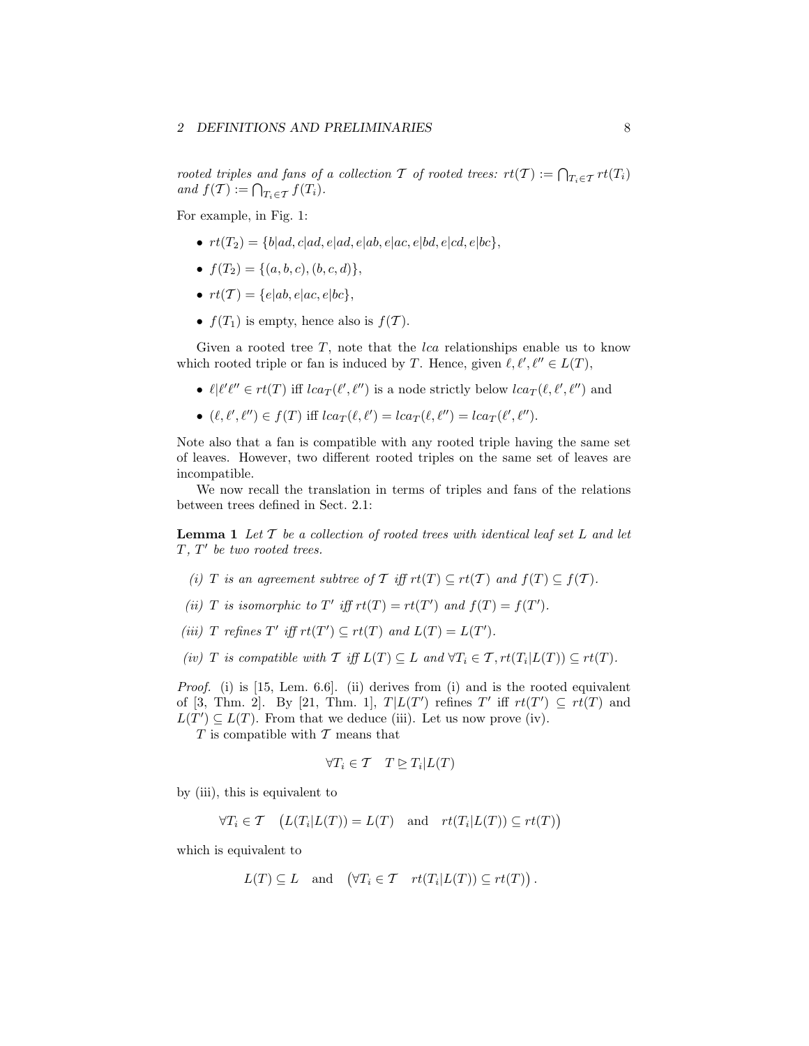*rooted triples and fans of a collection $\mathcal{T}$ of rooted trees: $rt(\mathcal{T}) := \bigcap_{T_i \in \mathcal{T}} rt(T_i)$ and $f(\mathcal{T}) := \bigcap_{T_i \in \mathcal{T}} f(T_i)$.*

For example, in Fig. 1:

- $rt(T_2) = \{b|ad, c|ad, e|ad, e|ab, e|ac, e|bd, e|cd, e|bc\}$,
- $f(T_2) = \{(a, b, c), (b, c, d)\}$,
- $rt(\mathcal{T}) = \{e|ab, e|ac, e|bc\}$,
- $f(T_1)$ is empty, hence also is $f(\mathcal{T})$.

Given a rooted tree $T$, note that the $lca$ relationships enable us to know which rooted triple or fan is induced by $T$. Hence, given $\ell, \ell', \ell'' \in L(T)$,

- $\ell|\ell'\ell'' \in rt(T)$ iff $lca_T(\ell', \ell'')$ is a node strictly below $lca_T(\ell, \ell', \ell'')$ and
- $(\ell, \ell', \ell'') \in f(T)$ iff $lca_T(\ell, \ell') = lca_T(\ell, \ell'') = lca_T(\ell', \ell'')$.

Note also that a fan is compatible with any rooted triple having the same set of leaves. However, two different rooted triples on the same set of leaves are incompatible.

We now recall the translation in terms of triples and fans of the relations between trees defined in Sect. 2.1:

**Lemma 1** *Let $\mathcal{T}$ be a collection of rooted trees with identical leaf set $L$ and let $T$, $T'$ be two rooted trees.*

*(i) $T$ is an agreement subtree of $\mathcal{T}$ iff $rt(T) \subseteq rt(\mathcal{T})$ and $f(T) \subseteq f(\mathcal{T})$.*

*(ii) $T$ is isomorphic to $T'$ iff $rt(T) = rt(T')$ and $f(T) = f(T')$.*

*(iii) $T$ refines $T'$ iff $rt(T') \subseteq rt(T)$ and $L(T) = L(T')$.*

*(iv) $T$ is compatible with $\mathcal{T}$ iff $L(T) \subseteq L$ and $\forall T_i \in \mathcal{T}, rt(T_i|L(T)) \subseteq rt(T)$.*

*Proof.* (i) is [15, Lem. 6.6]. (ii) derives from (i) and is the rooted equivalent of [3, Thm. 2]. By [21, Thm. 1], $T|L(T')$ refines $T'$ iff $rt(T') \subseteq rt(T)$ and $L(T') \subseteq L(T)$. From that we deduce (iii). Let us now prove (iv).

$T$ is compatible with $\mathcal{T}$ means that

$$\forall T_i \in \mathcal{T} \quad T \trianglerighteq T_i|L(T)$$

by (iii), this is equivalent to

$$\forall T_i \in \mathcal{T} \quad \big(L(T_i|L(T)) = L(T) \quad \text{and} \quad rt(T_i|L(T)) \subseteq rt(T)\big)$$

which is equivalent to

$$L(T) \subseteq L \quad \text{and} \quad \big(\forall T_i \in \mathcal{T} \quad rt(T_i|L(T)) \subseteq rt(T)\big).$$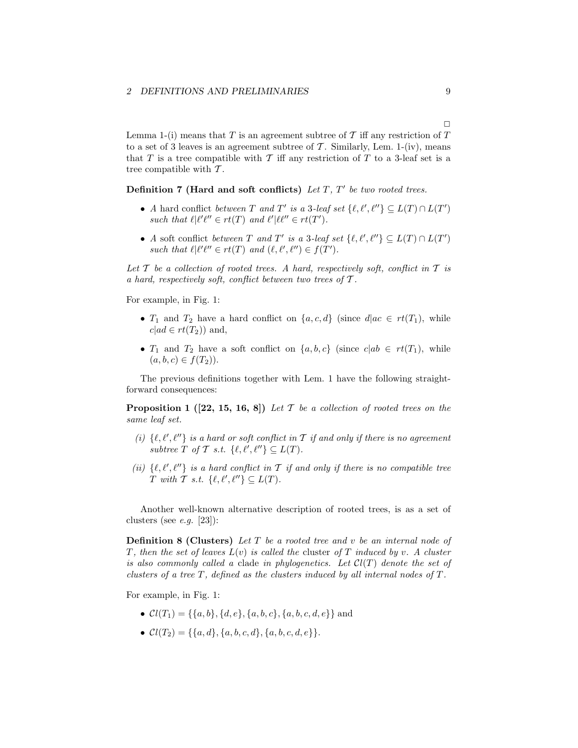□

Lemma 1-(i) means that $T$ is an agreement subtree of $\mathcal{T}$ iff any restriction of $T$ to a set of 3 leaves is an agreement subtree of $\mathcal{T}$. Similarly, Lem. 1-(iv), means that $T$ is a tree compatible with $\mathcal{T}$ iff any restriction of $T$ to a 3-leaf set is a tree compatible with $\mathcal{T}$.

**Definition 7 (Hard and soft conflicts)** *Let $T$, $T'$ be two rooted trees.*

- *A* hard conflict *between $T$ and $T'$ is a 3-leaf set $\{\ell, \ell', \ell''\} \subseteq L(T) \cap L(T')$ such that $\ell|\ell'\ell'' \in rt(T)$ and $\ell'|\ell\ell'' \in rt(T')$.*
- *A* soft conflict *between $T$ and $T'$ is a 3-leaf set $\{\ell, \ell', \ell''\} \subseteq L(T) \cap L(T')$ such that $\ell|\ell'\ell'' \in rt(T)$ and $(\ell, \ell', \ell'') \in f(T')$.*

*Let $\mathcal{T}$ be a collection of rooted trees. A hard, respectively soft, conflict in $\mathcal{T}$ is a hard, respectively soft, conflict between two trees of $\mathcal{T}$.*

For example, in Fig. 1:

- $T_1$ and $T_2$ have a hard conflict on $\{a, c, d\}$ (since $d|ac \in rt(T_1)$, while $c|ad \in rt(T_2)$) and,
- $T_1$ and $T_2$ have a soft conflict on $\{a, b, c\}$ (since $c|ab \in rt(T_1)$, while $(a, b, c) \in f(T_2)$).

The previous definitions together with Lem. 1 have the following straightforward consequences:

**Proposition 1 ([22, 15, 16, 8])** *Let $\mathcal{T}$ be a collection of rooted trees on the same leaf set.*

*(i) $\{\ell, \ell', \ell''\}$ is a hard or soft conflict in $\mathcal{T}$ if and only if there is no agreement subtree $T$ of $\mathcal{T}$ s.t. $\{\ell, \ell', \ell''\} \subseteq L(T)$.*

*(ii) $\{\ell, \ell', \ell''\}$ is a hard conflict in $\mathcal{T}$ if and only if there is no compatible tree $T$ with $\mathcal{T}$ s.t. $\{\ell, \ell', \ell''\} \subseteq L(T)$.*

Another well-known alternative description of rooted trees, is as a set of clusters (see *e.g.* [23]):

**Definition 8 (Clusters)** *Let $T$ be a rooted tree and $v$ be an internal node of $T$, then the set of leaves $L(v)$ is called the* cluster *of $T$ induced by $v$. A cluster is also commonly called a* clade *in phylogenetics. Let $\mathcal{C}l(T)$ denote the set of clusters of a tree $T$, defined as the clusters induced by all internal nodes of $T$.*

For example, in Fig. 1:

- $\mathcal{C}l(T_1) = \{\{a, b\}, \{d, e\}, \{a, b, c\}, \{a, b, c, d, e\}\}$ and
- $\mathcal{C}l(T_2) = \{\{a, d\}, \{a, b, c, d\}, \{a, b, c, d, e\}\}$.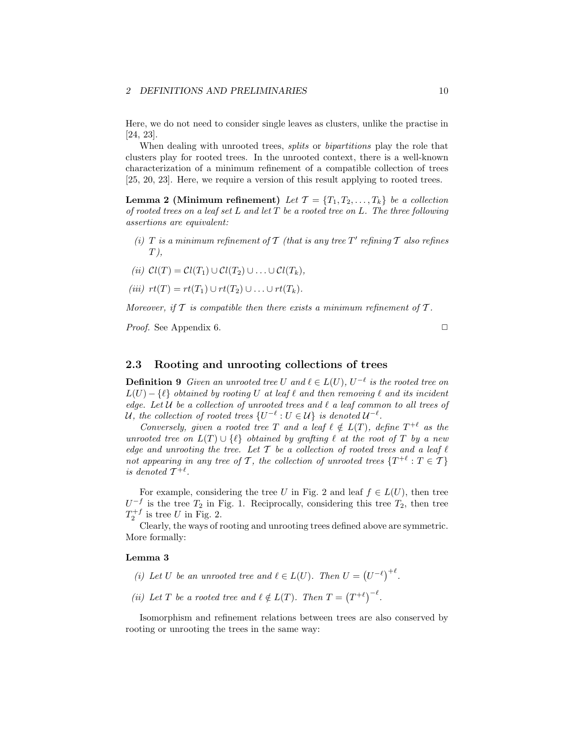Here, we do not need to consider single leaves as clusters, unlike the practise in [24, 23].

When dealing with unrooted trees, *splits* or *bipartitions* play the role that clusters play for rooted trees. In the unrooted context, there is a well-known characterization of a minimum refinement of a compatible collection of trees [25, 20, 23]. Here, we require a version of this result applying to rooted trees.

**Lemma 2 (Minimum refinement)** *Let $\mathcal{T} = \{T_1, T_2, \ldots, T_k\}$ be a collection of rooted trees on a leaf set $L$ and let $T$ be a rooted tree on $L$. The three following assertions are equivalent:*

- *(i) $T$ is a minimum refinement of $\mathcal{T}$ (that is any tree $T'$ refining $\mathcal{T}$ also refines $T$),*
- *(ii) $\mathcal{C}l(T) = \mathcal{C}l(T_1) \cup \mathcal{C}l(T_2) \cup \ldots \cup \mathcal{C}l(T_k)$,*
- *(iii) $rt(T) = rt(T_1) \cup rt(T_2) \cup \ldots \cup rt(T_k)$.*

*Moreover, if $\mathcal{T}$ is compatible then there exists a minimum refinement of $\mathcal{T}$.*

*Proof.* See Appendix 6. □

## 2.3 Rooting and unrooting collections of trees

**Definition 9** *Given an unrooted tree $U$ and $\ell \in L(U)$, $U^{-\ell}$ is the rooted tree on $L(U) - \{\ell\}$ obtained by rooting $U$ at leaf $\ell$ and then removing $\ell$ and its incident edge. Let $\mathcal{U}$ be a collection of unrooted trees and $\ell$ a leaf common to all trees of $\mathcal{U}$, the collection of rooted trees $\{U^{-\ell} : U \in \mathcal{U}\}$ is denoted $\mathcal{U}^{-\ell}$.*

*Conversely, given a rooted tree $T$ and a leaf $\ell \notin L(T)$, define $T^{+\ell}$ as the unrooted tree on $L(T) \cup \{\ell\}$ obtained by grafting $\ell$ at the root of $T$ by a new edge and unrooting the tree. Let $\mathcal{T}$ be a collection of rooted trees and a leaf $\ell$ not appearing in any tree of $\mathcal{T}$, the collection of unrooted trees $\{T^{+\ell} : T \in \mathcal{T}\}$ is denoted $\mathcal{T}^{+\ell}$.*

For example, considering the tree $U$ in Fig. 2 and leaf $f \in L(U)$, then tree $U^{-f}$ is the tree $T_2$ in Fig. 1. Reciprocally, considering this tree $T_2$, then tree $T_2^{+f}$ is tree $U$ in Fig. 2.

Clearly, the ways of rooting and unrooting trees defined above are symmetric. More formally:

**Lemma 3**

- *(i) Let $U$ be an unrooted tree and $\ell \in L(U)$. Then $U = \left(U^{-\ell}\right)^{+\ell}$.*
- *(ii) Let $T$ be a rooted tree and $\ell \notin L(T)$. Then $T = \left(T^{+\ell}\right)^{-\ell}$.*

Isomorphism and refinement relations between trees are also conserved by rooting or unrooting the trees in the same way: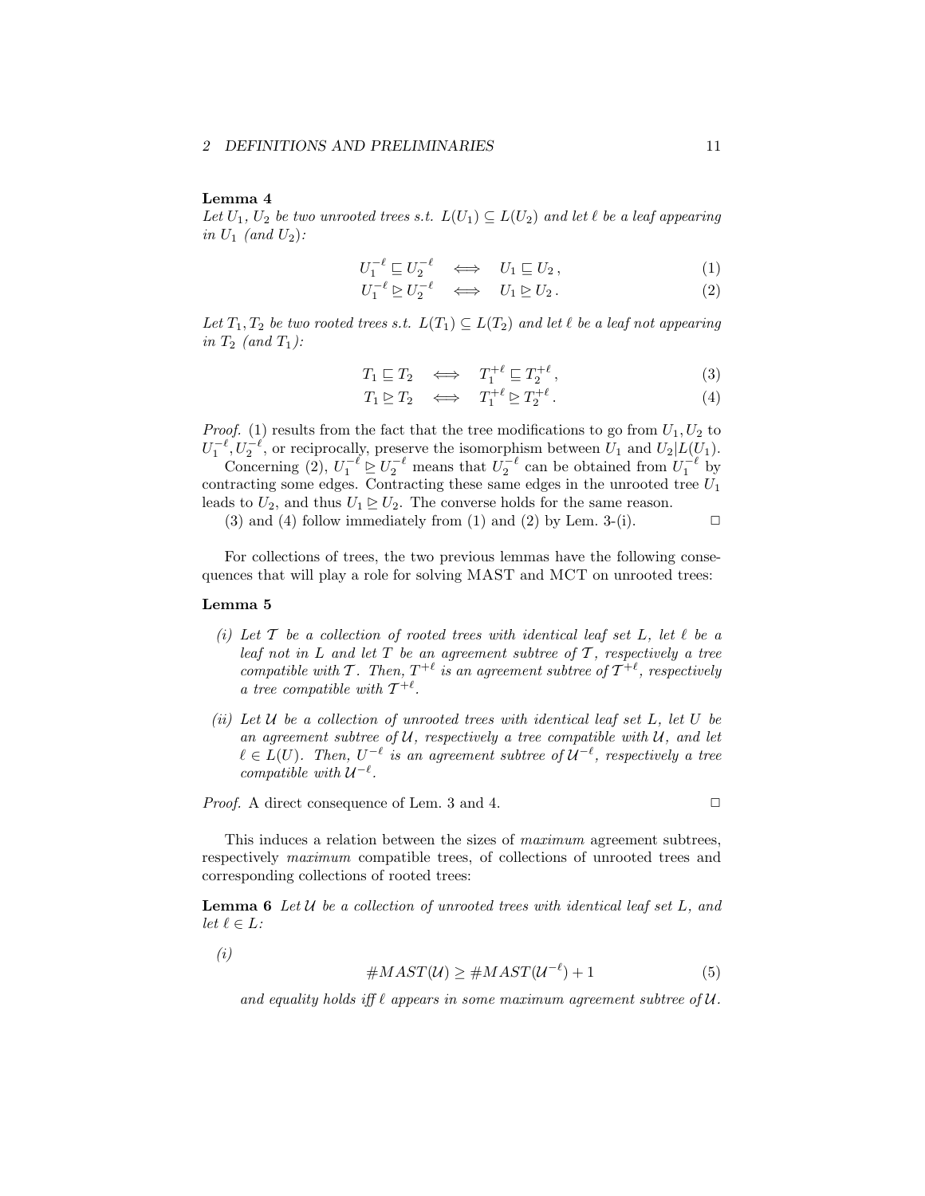**Lemma 4**
*Let $U_1, U_2$ be two unrooted trees s.t. $L(U_1) \subseteq L(U_2)$ and let $\ell$ be a leaf appearing in $U_1$ (and $U_2$):*

$$U_1^{-\ell} \sqsubseteq U_2^{-\ell} \quad \Longleftrightarrow \quad U_1 \sqsubseteq U_2\,, \tag{1}$$

$$U_1^{-\ell} \trianglerighteq U_2^{-\ell} \quad \Longleftrightarrow \quad U_1 \trianglerighteq U_2\,. \tag{2}$$

*Let $T_1, T_2$ be two rooted trees s.t. $L(T_1) \subseteq L(T_2)$ and let $\ell$ be a leaf not appearing in $T_2$ (and $T_1$):*

$$T_1 \sqsubseteq T_2 \quad \Longleftrightarrow \quad T_1^{+\ell} \sqsubseteq T_2^{+\ell}\,, \tag{3}$$

$$T_1 \trianglerighteq T_2 \quad \Longleftrightarrow \quad T_1^{+\ell} \trianglerighteq T_2^{+\ell}\,. \tag{4}$$

*Proof.* (1) results from the fact that the tree modifications to go from $U_1, U_2$ to $U_1^{-\ell}, U_2^{-\ell}$, or reciprocally, preserve the isomorphism between $U_1$ and $U_2|L(U_1)$.

Concerning (2), $U_1^{-\ell} \trianglerighteq U_2^{-\ell}$ means that $U_2^{-\ell}$ can be obtained from $U_1^{-\ell}$ by contracting some edges. Contracting these same edges in the unrooted tree $U_1$ leads to $U_2$, and thus $U_1 \trianglerighteq U_2$. The converse holds for the same reason.

(3) and (4) follow immediately from (1) and (2) by Lem. 3-(i). $\square$

For collections of trees, the two previous lemmas have the following consequences that will play a role for solving MAST and MCT on unrooted trees:

**Lemma 5**

*(i) Let $\mathcal{T}$ be a collection of rooted trees with identical leaf set $L$, let $\ell$ be a leaf not in $L$ and let $T$ be an agreement subtree of $\mathcal{T}$, respectively a tree compatible with $\mathcal{T}$. Then, $T^{+\ell}$ is an agreement subtree of $\mathcal{T}^{+\ell}$, respectively a tree compatible with $\mathcal{T}^{+\ell}$.*

*(ii) Let $\mathcal{U}$ be a collection of unrooted trees with identical leaf set $L$, let $U$ be an agreement subtree of $\mathcal{U}$, respectively a tree compatible with $\mathcal{U}$, and let $\ell \in L(U)$. Then, $U^{-\ell}$ is an agreement subtree of $\mathcal{U}^{-\ell}$, respectively a tree compatible with $\mathcal{U}^{-\ell}$.*

*Proof.* A direct consequence of Lem. 3 and 4. $\square$

This induces a relation between the sizes of *maximum* agreement subtrees, respectively *maximum* compatible trees, of collections of unrooted trees and corresponding collections of rooted trees:

**Lemma 6** *Let $\mathcal{U}$ be a collection of unrooted trees with identical leaf set $L$, and let $\ell \in L$:*

*(i)*

$$\#MAST(\mathcal{U}) \geq \#MAST(\mathcal{U}^{-\ell}) + 1 \tag{5}$$

*and equality holds iff $\ell$ appears in some maximum agreement subtree of $\mathcal{U}$.*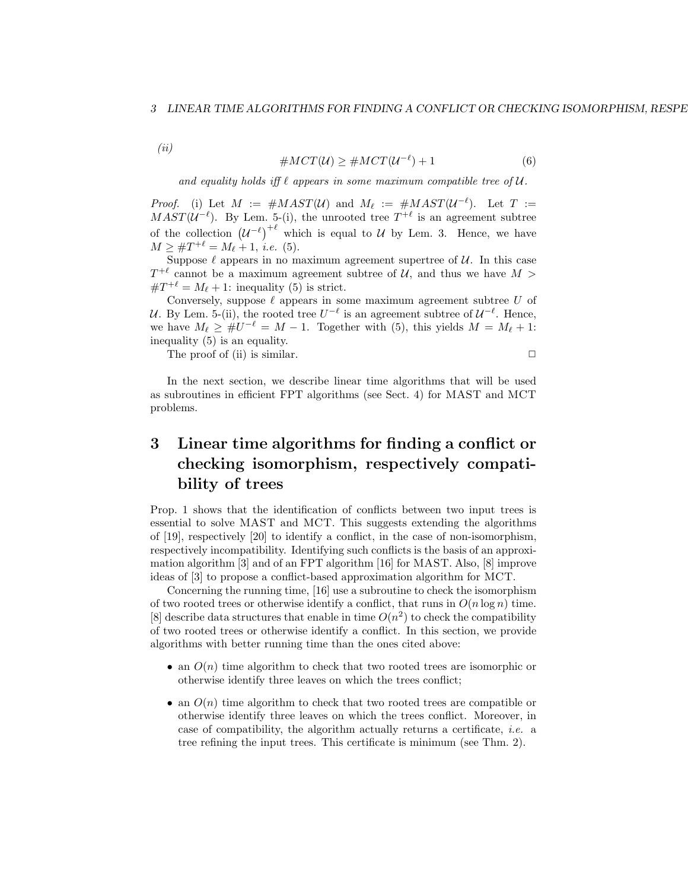*(ii)*

$$\#MCT(\mathcal{U}) \geq \#MCT(\mathcal{U}^{-\ell}) + 1 \tag{6}$$

*and equality holds iff $\ell$ appears in some maximum compatible tree of $\mathcal{U}$.*

*Proof.* (i) Let $M := \#MAST(\mathcal{U})$ and $M_\ell := \#MAST(\mathcal{U}^{-\ell})$. Let $T := MAST(\mathcal{U}^{-\ell})$. By Lem. 5-(i), the unrooted tree $T^{+\ell}$ is an agreement subtree of the collection $\left(\mathcal{U}^{-\ell}\right)^{+\ell}$ which is equal to $\mathcal{U}$ by Lem. 3. Hence, we have $M \geq \#T^{+\ell} = M_\ell + 1$, *i.e.* (5).

Suppose $\ell$ appears in no maximum agreement supertree of $\mathcal{U}$. In this case $T^{+\ell}$ cannot be a maximum agreement subtree of $\mathcal{U}$, and thus we have $M > \#T^{+\ell} = M_\ell + 1$: inequality (5) is strict.

Conversely, suppose $\ell$ appears in some maximum agreement subtree $U$ of $\mathcal{U}$. By Lem. 5-(ii), the rooted tree $U^{-\ell}$ is an agreement subtree of $\mathcal{U}^{-\ell}$. Hence, we have $M_\ell \geq \#U^{-\ell} = M - 1$. Together with (5), this yields $M = M_\ell + 1$: inequality (5) is an equality.

The proof of (ii) is similar. □

In the next section, we describe linear time algorithms that will be used as subroutines in efficient FPT algorithms (see Sect. 4) for MAST and MCT problems.

# 3 Linear time algorithms for finding a conflict or checking isomorphism, respectively compatibility of trees

Prop. 1 shows that the identification of conflicts between two input trees is essential to solve MAST and MCT. This suggests extending the algorithms of [19], respectively [20] to identify a conflict, in the case of non-isomorphism, respectively incompatibility. Identifying such conflicts is the basis of an approximation algorithm [3] and of an FPT algorithm [16] for MAST. Also, [8] improve ideas of [3] to propose a conflict-based approximation algorithm for MCT.

Concerning the running time, [16] use a subroutine to check the isomorphism of two rooted trees or otherwise identify a conflict, that runs in $O(n \log n)$ time. [8] describe data structures that enable in time $O(n^2)$ to check the compatibility of two rooted trees or otherwise identify a conflict. In this section, we provide algorithms with better running time than the ones cited above:

- an $O(n)$ time algorithm to check that two rooted trees are isomorphic or otherwise identify three leaves on which the trees conflict;
- an $O(n)$ time algorithm to check that two rooted trees are compatible or otherwise identify three leaves on which the trees conflict. Moreover, in case of compatibility, the algorithm actually returns a certificate, *i.e.* a tree refining the input trees. This certificate is minimum (see Thm. 2).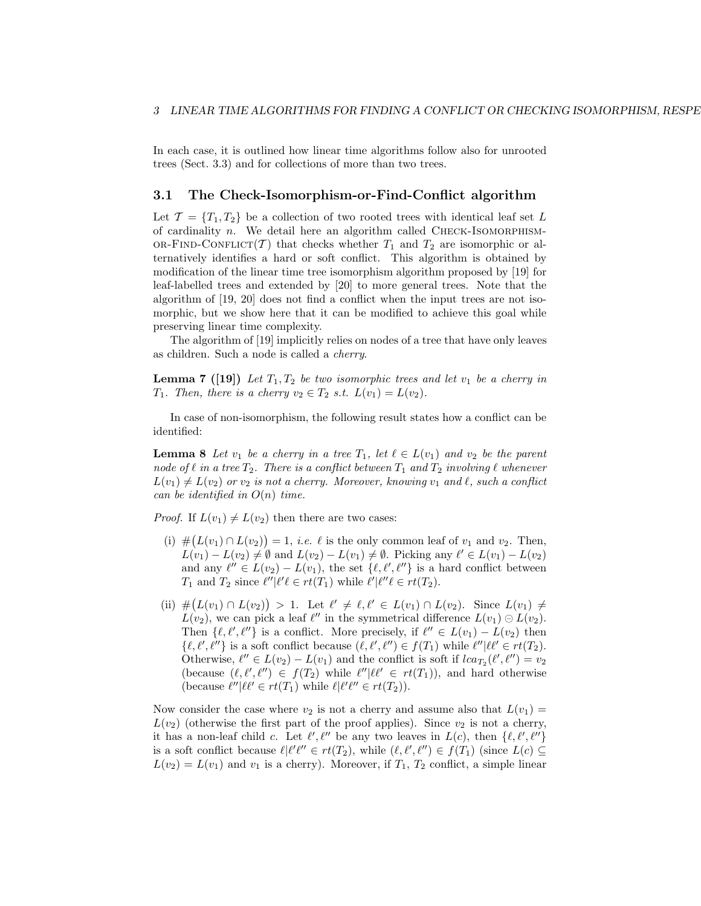In each case, it is outlined how linear time algorithms follow also for unrooted trees (Sect. 3.3) and for collections of more than two trees.

### 3.1 The Check-Isomorphism-or-Find-Conflict algorithm

Let $\mathcal{T} = \{T_1, T_2\}$ be a collection of two rooted trees with identical leaf set $L$ of cardinality $n$. We detail here an algorithm called Check-Isomorphism-or-Find-Conflict($\mathcal{T}$) that checks whether $T_1$ and $T_2$ are isomorphic or alternatively identifies a hard or soft conflict. This algorithm is obtained by modification of the linear time tree isomorphism algorithm proposed by [19] for leaf-labelled trees and extended by [20] to more general trees. Note that the algorithm of [19, 20] does not find a conflict when the input trees are not isomorphic, but we show here that it can be modified to achieve this goal while preserving linear time complexity.

The algorithm of [19] implicitly relies on nodes of a tree that have only leaves as children. Such a node is called a *cherry*.

**Lemma 7 ([19])** *Let $T_1, T_2$ be two isomorphic trees and let $v_1$ be a cherry in $T_1$. Then, there is a cherry $v_2 \in T_2$ s.t. $L(v_1) = L(v_2)$.*

In case of non-isomorphism, the following result states how a conflict can be identified:

**Lemma 8** *Let $v_1$ be a cherry in a tree $T_1$, let $\ell \in L(v_1)$ and $v_2$ be the parent node of $\ell$ in a tree $T_2$. There is a conflict between $T_1$ and $T_2$ involving $\ell$ whenever $L(v_1) \neq L(v_2)$ or $v_2$ is not a cherry. Moreover, knowing $v_1$ and $\ell$, such a conflict can be identified in $O(n)$ time.*

*Proof.* If $L(v_1) \neq L(v_2)$ then there are two cases:

(i) $\#\big(L(v_1) \cap L(v_2)\big) = 1$, *i.e.* $\ell$ is the only common leaf of $v_1$ and $v_2$. Then, $L(v_1) - L(v_2) \neq \emptyset$ and $L(v_2) - L(v_1) \neq \emptyset$. Picking any $\ell' \in L(v_1) - L(v_2)$ and any $\ell'' \in L(v_2) - L(v_1)$, the set $\{\ell, \ell', \ell''\}$ is a hard conflict between $T_1$ and $T_2$ since $\ell''|\ell'\ell \in rt(T_1)$ while $\ell'|\ell''\ell \in rt(T_2)$.

(ii) $\#\big(L(v_1) \cap L(v_2)\big) > 1$. Let $\ell' \neq \ell, \ell' \in L(v_1) \cap L(v_2)$. Since $L(v_1) \neq L(v_2)$, we can pick a leaf $\ell''$ in the symmetrical difference $L(v_1) \ominus L(v_2)$. Then $\{\ell, \ell', \ell''\}$ is a conflict. More precisely, if $\ell'' \in L(v_1) - L(v_2)$ then $\{\ell, \ell', \ell''\}$ is a soft conflict because $(\ell, \ell', \ell'') \in f(T_1)$ while $\ell''|\ell\ell' \in rt(T_2)$. Otherwise, $\ell'' \in L(v_2) - L(v_1)$ and the conflict is soft if $lca_{T_2}(\ell', \ell'') = v_2$ (because $(\ell, \ell', \ell'') \in f(T_2)$ while $\ell''|\ell\ell' \in rt(T_1)$), and hard otherwise (because $\ell''|\ell\ell' \in rt(T_1)$ while $\ell|\ell'\ell'' \in rt(T_2)$).

Now consider the case where $v_2$ is not a cherry and assume also that $L(v_1) = L(v_2)$ (otherwise the first part of the proof applies). Since $v_2$ is not a cherry, it has a non-leaf child $c$. Let $\ell', \ell''$ be any two leaves in $L(c)$, then $\{\ell, \ell', \ell''\}$ is a soft conflict because $\ell|\ell'\ell'' \in rt(T_2)$, while $(\ell, \ell', \ell'') \in f(T_1)$ (since $L(c) \subseteq L(v_2) = L(v_1)$ and $v_1$ is a cherry). Moreover, if $T_1$, $T_2$ conflict, a simple linear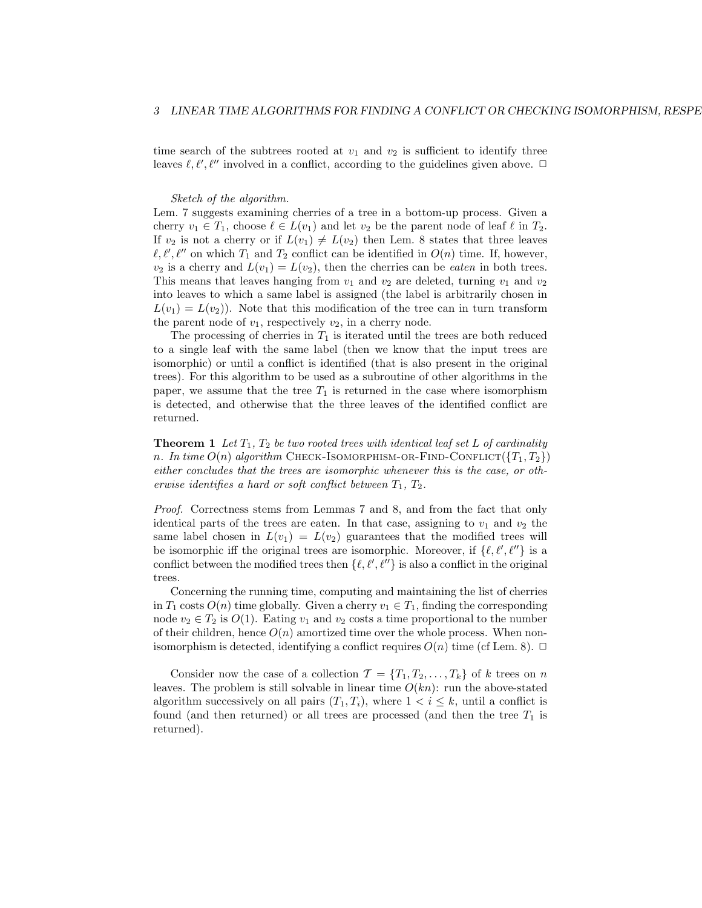time search of the subtrees rooted at $v_1$ and $v_2$ is sufficient to identify three leaves $\ell, \ell', \ell''$ involved in a conflict, according to the guidelines given above. □

*Sketch of the algorithm.*

Lem. 7 suggests examining cherries of a tree in a bottom-up process. Given a cherry $v_1 \in T_1$, choose $\ell \in L(v_1)$ and let $v_2$ be the parent node of leaf $\ell$ in $T_2$. If $v_2$ is not a cherry or if $L(v_1) \neq L(v_2)$ then Lem. 8 states that three leaves $\ell, \ell', \ell''$ on which $T_1$ and $T_2$ conflict can be identified in $O(n)$ time. If, however, $v_2$ is a cherry and $L(v_1) = L(v_2)$, then the cherries can be *eaten* in both trees. This means that leaves hanging from $v_1$ and $v_2$ are deleted, turning $v_1$ and $v_2$ into leaves to which a same label is assigned (the label is arbitrarily chosen in $L(v_1) = L(v_2)$). Note that this modification of the tree can in turn transform the parent node of $v_1$, respectively $v_2$, in a cherry node.

The processing of cherries in $T_1$ is iterated until the trees are both reduced to a single leaf with the same label (then we know that the input trees are isomorphic) or until a conflict is identified (that is also present in the original trees). For this algorithm to be used as a subroutine of other algorithms in the paper, we assume that the tree $T_1$ is returned in the case where isomorphism is detected, and otherwise that the three leaves of the identified conflict are returned.

**Theorem 1** *Let $T_1$, $T_2$ be two rooted trees with identical leaf set $L$ of cardinality $n$. In time $O(n)$ algorithm* Check-Isomorphism-or-Find-Conflict($\{T_1, T_2\}$) *either concludes that the trees are isomorphic whenever this is the case, or otherwise identifies a hard or soft conflict between $T_1$, $T_2$.*

*Proof.* Correctness stems from Lemmas 7 and 8, and from the fact that only identical parts of the trees are eaten. In that case, assigning to $v_1$ and $v_2$ the same label chosen in $L(v_1) = L(v_2)$ guarantees that the modified trees will be isomorphic iff the original trees are isomorphic. Moreover, if $\{\ell, \ell', \ell''\}$ is a conflict between the modified trees then $\{\ell, \ell', \ell''\}$ is also a conflict in the original trees.

Concerning the running time, computing and maintaining the list of cherries in $T_1$ costs $O(n)$ time globally. Given a cherry $v_1 \in T_1$, finding the corresponding node $v_2 \in T_2$ is $O(1)$. Eating $v_1$ and $v_2$ costs a time proportional to the number of their children, hence $O(n)$ amortized time over the whole process. When non-isomorphism is detected, identifying a conflict requires $O(n)$ time (cf Lem. 8). □

Consider now the case of a collection $\mathcal{T} = \{T_1, T_2, \ldots, T_k\}$ of $k$ trees on $n$ leaves. The problem is still solvable in linear time $O(kn)$: run the above-stated algorithm successively on all pairs $(T_1, T_i)$, where $1 < i \leq k$, until a conflict is found (and then returned) or all trees are processed (and then the tree $T_1$ is returned).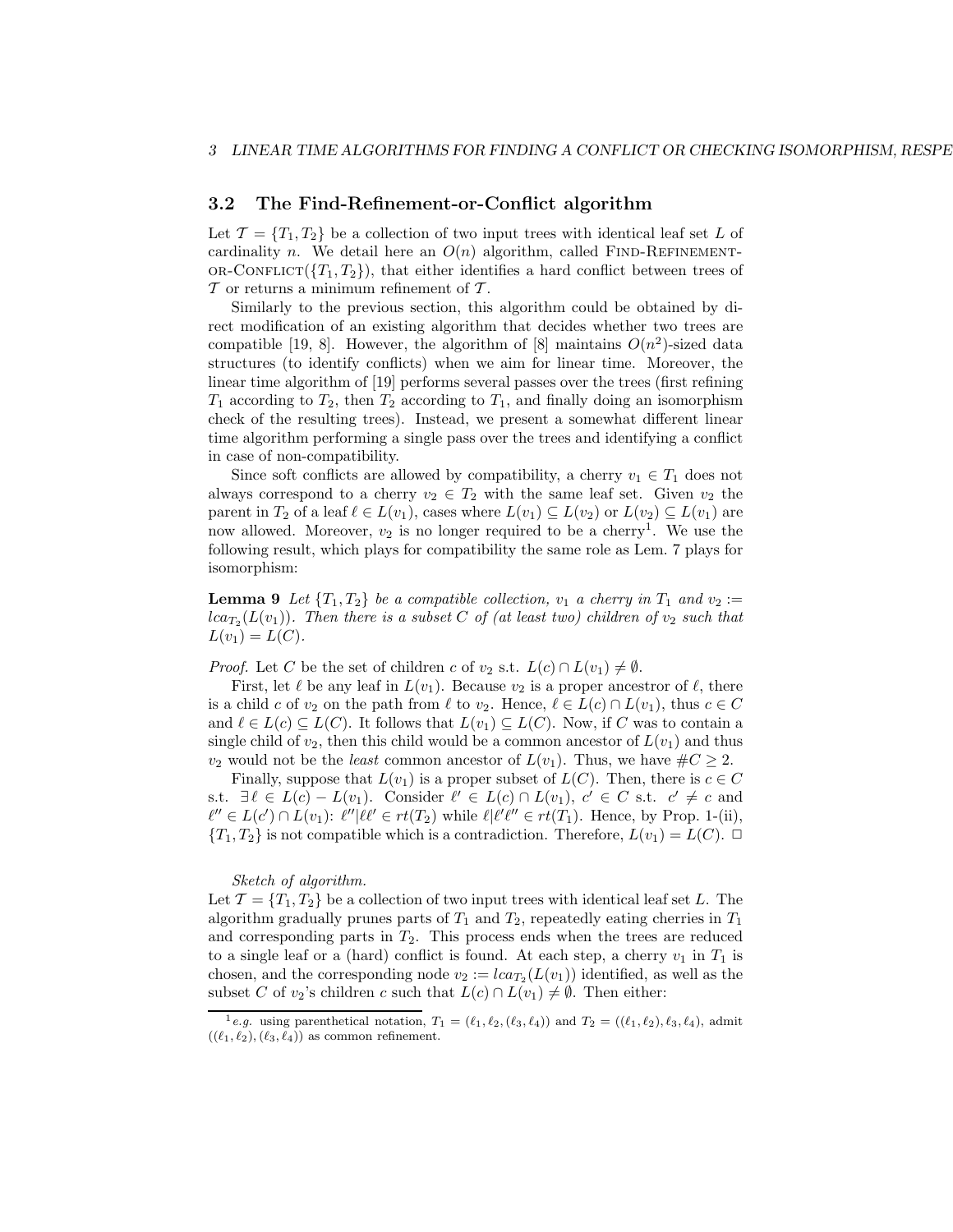## 3.2 The Find-Refinement-or-Conflict algorithm

Let $\mathcal{T} = \{T_1, T_2\}$ be a collection of two input trees with identical leaf set $L$ of cardinality $n$. We detail here an $O(n)$ algorithm, called Find-Refinement-or-Conflict($\{T_1, T_2\}$), that either identifies a hard conflict between trees of $\mathcal{T}$ or returns a minimum refinement of $\mathcal{T}$.

Similarly to the previous section, this algorithm could be obtained by direct modification of an existing algorithm that decides whether two trees are compatible [19, 8]. However, the algorithm of [8] maintains $O(n^2)$-sized data structures (to identify conflicts) when we aim for linear time. Moreover, the linear time algorithm of [19] performs several passes over the trees (first refining $T_1$ according to $T_2$, then $T_2$ according to $T_1$, and finally doing an isomorphism check of the resulting trees). Instead, we present a somewhat different linear time algorithm performing a single pass over the trees and identifying a conflict in case of non-compatibility.

Since soft conflicts are allowed by compatibility, a cherry $v_1 \in T_1$ does not always correspond to a cherry $v_2 \in T_2$ with the same leaf set. Given $v_2$ the parent in $T_2$ of a leaf $\ell \in L(v_1)$, cases where $L(v_1) \subseteq L(v_2)$ or $L(v_2) \subseteq L(v_1)$ are now allowed. Moreover, $v_2$ is no longer required to be a cherry[1]. We use the following result, which plays for compatibility the same role as Lem. 7 plays for isomorphism:

**Lemma 9** *Let $\{T_1, T_2\}$ be a compatible collection, $v_1$ a cherry in $T_1$ and $v_2 := lca_{T_2}(L(v_1))$. Then there is a subset $C$ of (at least two) children of $v_2$ such that $L(v_1) = L(C)$.*

*Proof.* Let $C$ be the set of children $c$ of $v_2$ s.t. $L(c) \cap L(v_1) \neq \emptyset$.

First, let $\ell$ be any leaf in $L(v_1)$. Because $v_2$ is a proper ancestror of $\ell$, there is a child $c$ of $v_2$ on the path from $\ell$ to $v_2$. Hence, $\ell \in L(c) \cap L(v_1)$, thus $c \in C$ and $\ell \in L(c) \subseteq L(C)$. It follows that $L(v_1) \subseteq L(C)$. Now, if $C$ was to contain a single child of $v_2$, then this child would be a common ancestor of $L(v_1)$ and thus $v_2$ would not be the *least* common ancestor of $L(v_1)$. Thus, we have $\#C \geq 2$.

Finally, suppose that $L(v_1)$ is a proper subset of $L(C)$. Then, there is $c \in C$ s.t. $\exists \ell \in L(c) - L(v_1)$. Consider $\ell' \in L(c) \cap L(v_1)$, $c' \in C$ s.t. $c' \neq c$ and $\ell'' \in L(c') \cap L(v_1)$: $\ell''|\ell\ell' \in rt(T_2)$ while $\ell|\ell'\ell'' \in rt(T_1)$. Hence, by Prop. 1-(ii), $\{T_1, T_2\}$ is not compatible which is a contradiction. Therefore, $L(v_1) = L(C)$. □

*Sketch of algorithm.*
Let $\mathcal{T} = \{T_1, T_2\}$ be a collection of two input trees with identical leaf set $L$. The algorithm gradually prunes parts of $T_1$ and $T_2$, repeatedly eating cherries in $T_1$ and corresponding parts in $T_2$. This process ends when the trees are reduced to a single leaf or a (hard) conflict is found. At each step, a cherry $v_1$ in $T_1$ is chosen, and the corresponding node $v_2 := lca_{T_2}(L(v_1))$ identified, as well as the subset $C$ of $v_2$'s children $c$ such that $L(c) \cap L(v_1) \neq \emptyset$. Then either:

[1] *e.g.* using parenthetical notation, $T_1 = (\ell_1, \ell_2, (\ell_3, \ell_4))$ and $T_2 = ((\ell_1, \ell_2), \ell_3, \ell_4)$, admit $((\ell_1, \ell_2), (\ell_3, \ell_4))$ as common refinement.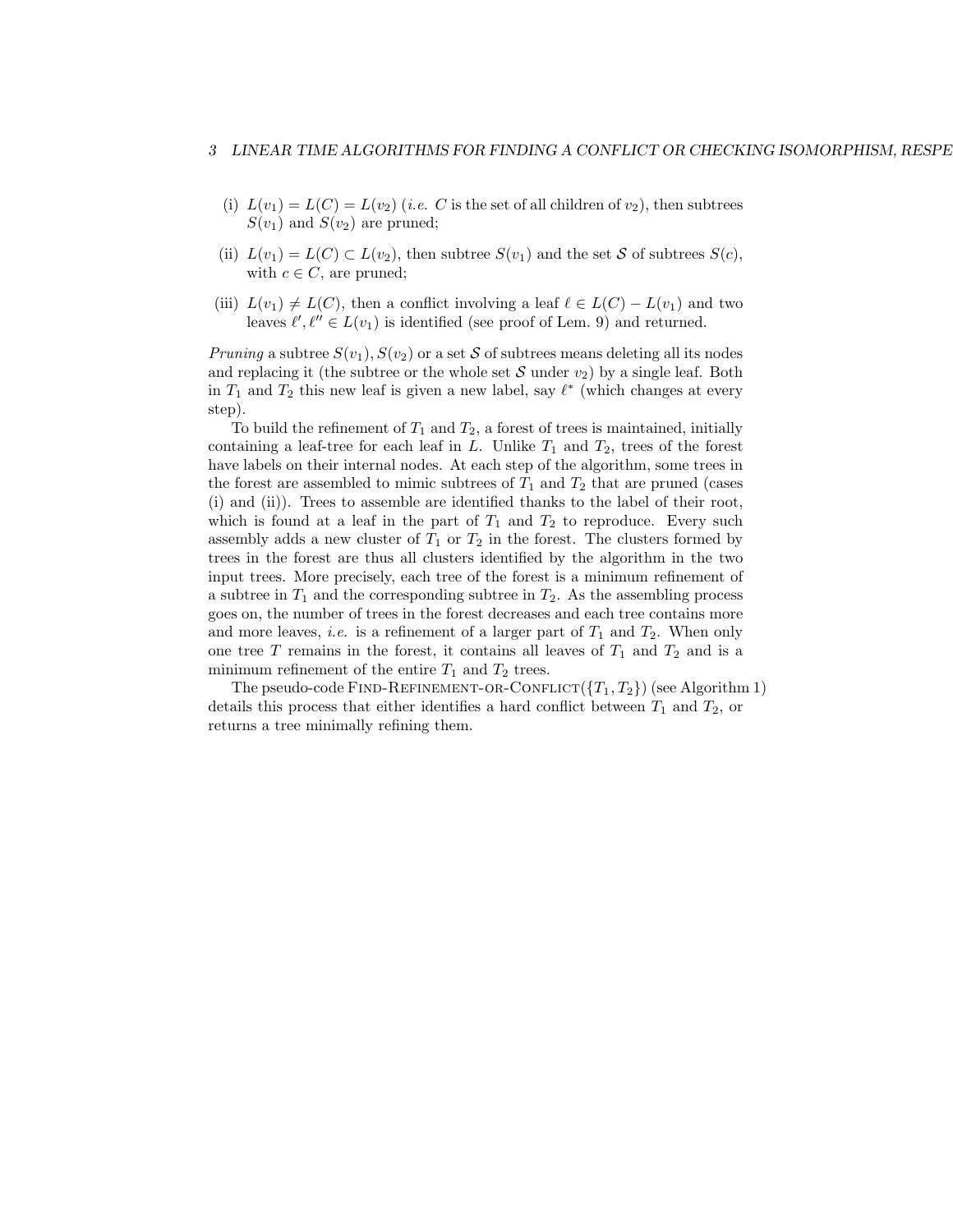(i) $L(v_1) = L(C) = L(v_2)$ (*i.e.* $C$ is the set of all children of $v_2$), then subtrees $S(v_1)$ and $S(v_2)$ are pruned;

(ii) $L(v_1) = L(C) \subset L(v_2)$, then subtree $S(v_1)$ and the set $\mathcal{S}$ of subtrees $S(c)$, with $c \in C$, are pruned;

(iii) $L(v_1) \neq L(C)$, then a conflict involving a leaf $\ell \in L(C) - L(v_1)$ and two leaves $\ell', \ell'' \in L(v_1)$ is identified (see proof of Lem. 9) and returned.

*Pruning* a subtree $S(v_1), S(v_2)$ or a set $\mathcal{S}$ of subtrees means deleting all its nodes and replacing it (the subtree or the whole set $\mathcal{S}$ under $v_2$) by a single leaf. Both in $T_1$ and $T_2$ this new leaf is given a new label, say $\ell^*$ (which changes at every step).

To build the refinement of $T_1$ and $T_2$, a forest of trees is maintained, initially containing a leaf-tree for each leaf in $L$. Unlike $T_1$ and $T_2$, trees of the forest have labels on their internal nodes. At each step of the algorithm, some trees in the forest are assembled to mimic subtrees of $T_1$ and $T_2$ that are pruned (cases (i) and (ii)). Trees to assemble are identified thanks to the label of their root, which is found at a leaf in the part of $T_1$ and $T_2$ to reproduce. Every such assembly adds a new cluster of $T_1$ or $T_2$ in the forest. The clusters formed by trees in the forest are thus all clusters identified by the algorithm in the two input trees. More precisely, each tree of the forest is a minimum refinement of a subtree in $T_1$ and the corresponding subtree in $T_2$. As the assembling process goes on, the number of trees in the forest decreases and each tree contains more and more leaves, *i.e.* is a refinement of a larger part of $T_1$ and $T_2$. When only one tree $T$ remains in the forest, it contains all leaves of $T_1$ and $T_2$ and is a minimum refinement of the entire $T_1$ and $T_2$ trees.

The pseudo-code FIND-REFINEMENT-OR-CONFLICT($\{T_1, T_2\}$) (see Algorithm 1) details this process that either identifies a hard conflict between $T_1$ and $T_2$, or returns a tree minimally refining them.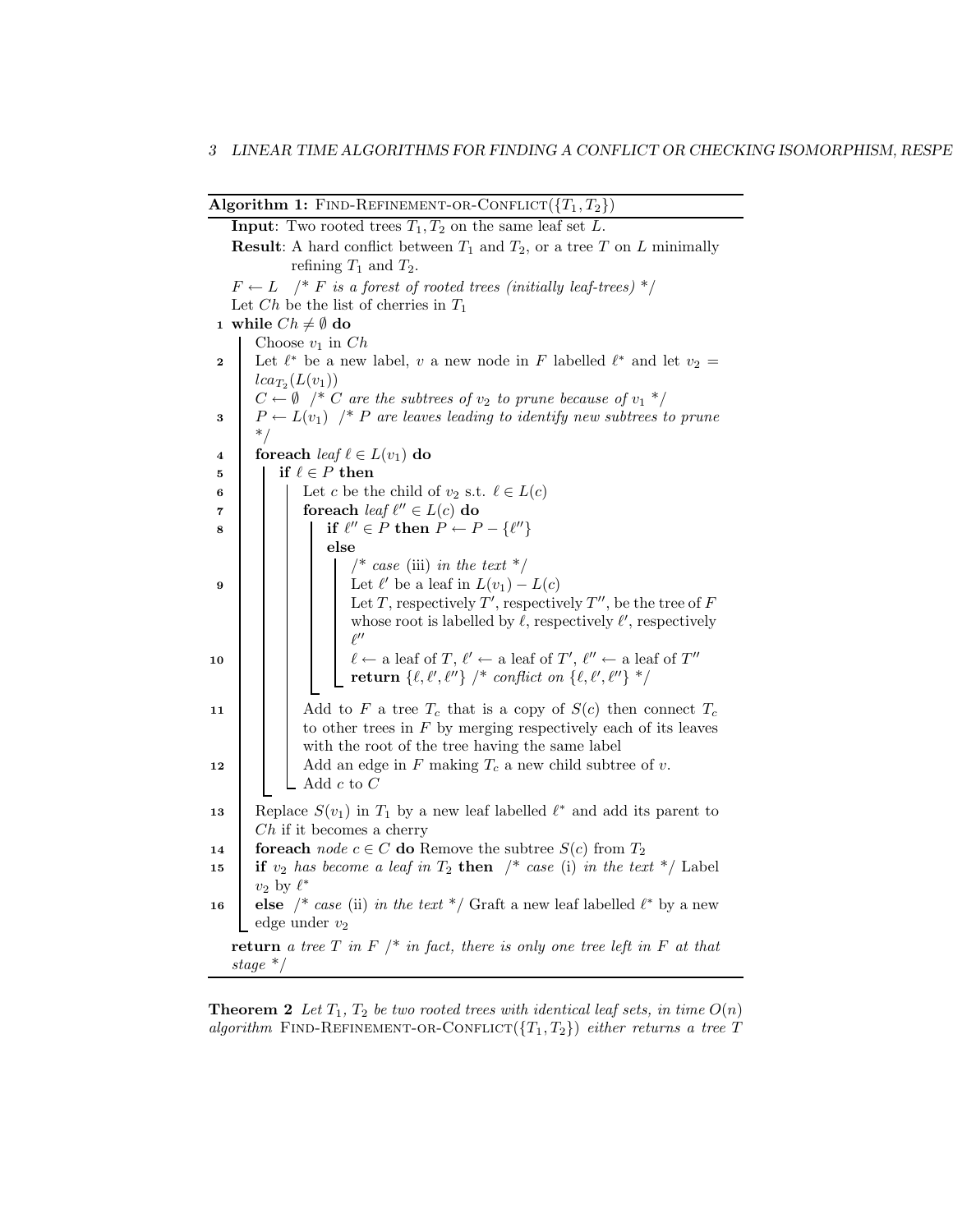**Algorithm 1:** FIND-REFINEMENT-OR-CONFLICT($\{T_1, T_2\}$)

```
   Input: Two rooted trees T1, T2 on the same leaf set L.
   Result: A hard conflict between T1 and T2, or a tree T on L minimally
           refining T1 and T2.
   F ← L   /* F is a forest of rooted trees (initially leaf-trees) */
   Let Ch be the list of cherries in T1
1  while Ch ≠ ∅ do
      Choose v1 in Ch
2     Let ℓ* be a new label, v a new node in F labelled ℓ* and let v2 = lca_T2(L(v1))
      C ← ∅  /* C are the subtrees of v2 to prune because of v1 */
3     P ← L(v1)  /* P are leaves leading to identify new subtrees to prune */
4     foreach leaf ℓ ∈ L(v1) do
5        if ℓ ∈ P then
6           Let c be the child of v2 s.t. ℓ ∈ L(c)
7           foreach leaf ℓ'' ∈ L(c) do
8              if ℓ'' ∈ P then P ← P − {ℓ''}
               else
                  /* case (iii) in the text */
9                 Let ℓ' be a leaf in L(v1) − L(c)
                  Let T, respectively T', respectively T'', be the tree of F
                  whose root is labelled by ℓ, respectively ℓ', respectively ℓ''
10                ℓ ← a leaf of T, ℓ' ← a leaf of T', ℓ'' ← a leaf of T''
                  return {ℓ, ℓ', ℓ''} /* conflict on {ℓ, ℓ', ℓ''} */
11          Add to F a tree T_c that is a copy of S(c) then connect T_c
            to other trees in F by merging respectively each of its leaves
            with the root of the tree having the same label
12          Add an edge in F making T_c a new child subtree of v.
            Add c to C
13    Replace S(v1) in T1 by a new leaf labelled ℓ* and add its parent to
      Ch if it becomes a cherry
14    foreach node c ∈ C do Remove the subtree S(c) from T2
15    if v2 has become a leaf in T2 then  /* case (i) in the text */ Label
      v2 by ℓ*
16    else  /* case (ii) in the text */ Graft a new leaf labelled ℓ* by a new
      edge under v2
   return a tree T in F /* in fact, there is only one tree left in F at that
   stage */
```

**Theorem 2** *Let $T_1$, $T_2$ be two rooted trees with identical leaf sets, in time $O(n)$ algorithm* FIND-REFINEMENT-OR-CONFLICT($\{T_1, T_2\}$) *either returns a tree $T$*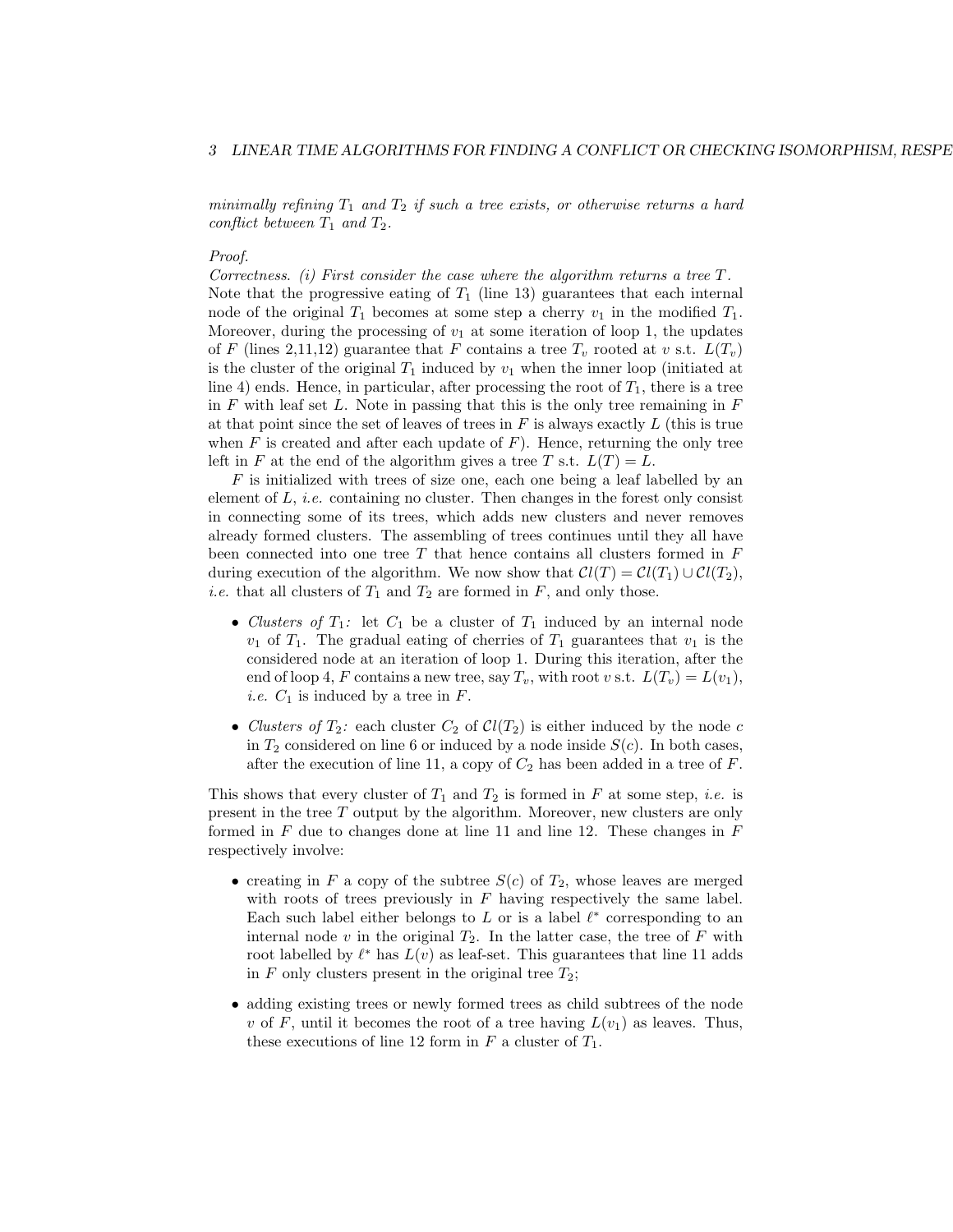*minimally refining $T_1$ and $T_2$ if such a tree exists, or otherwise returns a hard conflict between $T_1$ and $T_2$.*

*Proof.*

*Correctness. (i) First consider the case where the algorithm returns a tree $T$.* Note that the progressive eating of $T_1$ (line 13) guarantees that each internal node of the original $T_1$ becomes at some step a cherry $v_1$ in the modified $T_1$. Moreover, during the processing of $v_1$ at some iteration of loop 1, the updates of $F$ (lines 2,11,12) guarantee that $F$ contains a tree $T_v$ rooted at $v$ s.t. $L(T_v)$ is the cluster of the original $T_1$ induced by $v_1$ when the inner loop (initiated at line 4) ends. Hence, in particular, after processing the root of $T_1$, there is a tree in $F$ with leaf set $L$. Note in passing that this is the only tree remaining in $F$ at that point since the set of leaves of trees in $F$ is always exactly $L$ (this is true when $F$ is created and after each update of $F$). Hence, returning the only tree left in $F$ at the end of the algorithm gives a tree $T$ s.t. $L(T) = L$.

$F$ is initialized with trees of size one, each one being a leaf labelled by an element of $L$, *i.e.* containing no cluster. Then changes in the forest only consist in connecting some of its trees, which adds new clusters and never removes already formed clusters. The assembling of trees continues until they all have been connected into one tree $T$ that hence contains all clusters formed in $F$ during execution of the algorithm. We now show that $\mathcal{C}l(T) = \mathcal{C}l(T_1) \cup \mathcal{C}l(T_2)$, *i.e.* that all clusters of $T_1$ and $T_2$ are formed in $F$, and only those.

- *Clusters of $T_1$:* let $C_1$ be a cluster of $T_1$ induced by an internal node $v_1$ of $T_1$. The gradual eating of cherries of $T_1$ guarantees that $v_1$ is the considered node at an iteration of loop 1. During this iteration, after the end of loop 4, $F$ contains a new tree, say $T_v$, with root $v$ s.t. $L(T_v) = L(v_1)$, *i.e.* $C_1$ is induced by a tree in $F$.
- *Clusters of $T_2$:* each cluster $C_2$ of $\mathcal{C}l(T_2)$ is either induced by the node $c$ in $T_2$ considered on line 6 or induced by a node inside $S(c)$. In both cases, after the execution of line 11, a copy of $C_2$ has been added in a tree of $F$.

This shows that every cluster of $T_1$ and $T_2$ is formed in $F$ at some step, *i.e.* is present in the tree $T$ output by the algorithm. Moreover, new clusters are only formed in $F$ due to changes done at line 11 and line 12. These changes in $F$ respectively involve:

- creating in $F$ a copy of the subtree $S(c)$ of $T_2$, whose leaves are merged with roots of trees previously in $F$ having respectively the same label. Each such label either belongs to $L$ or is a label $\ell^*$ corresponding to an internal node $v$ in the original $T_2$. In the latter case, the tree of $F$ with root labelled by $\ell^*$ has $L(v)$ as leaf-set. This guarantees that line 11 adds in $F$ only clusters present in the original tree $T_2$;
- adding existing trees or newly formed trees as child subtrees of the node $v$ of $F$, until it becomes the root of a tree having $L(v_1)$ as leaves. Thus, these executions of line 12 form in $F$ a cluster of $T_1$.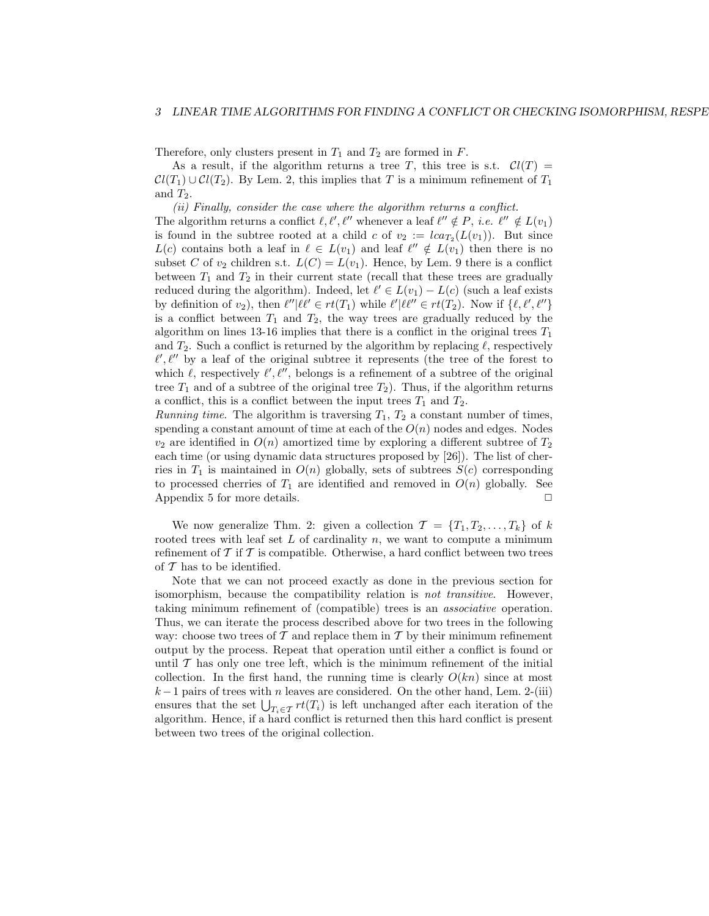Therefore, only clusters present in $T_1$ and $T_2$ are formed in $F$.

As a result, if the algorithm returns a tree $T$, this tree is s.t. $\mathcal{C}l(T) = \mathcal{C}l(T_1) \cup \mathcal{C}l(T_2)$. By Lem. 2, this implies that $T$ is a minimum refinement of $T_1$ and $T_2$.

*(ii) Finally, consider the case where the algorithm returns a conflict.* The algorithm returns a conflict $\ell, \ell', \ell''$ whenever a leaf $\ell'' \notin P$, *i.e.* $\ell'' \notin L(v_1)$ is found in the subtree rooted at a child $c$ of $v_2 := lca_{T_2}(L(v_1))$. But since $L(c)$ contains both a leaf in $\ell \in L(v_1)$ and leaf $\ell'' \notin L(v_1)$ then there is no subset $C$ of $v_2$ children s.t. $L(C) = L(v_1)$. Hence, by Lem. 9 there is a conflict between $T_1$ and $T_2$ in their current state (recall that these trees are gradually reduced during the algorithm). Indeed, let $\ell' \in L(v_1) - L(c)$ (such a leaf exists by definition of $v_2$), then $\ell''|\ell\ell' \in rt(T_1)$ while $\ell'|\ell\ell'' \in rt(T_2)$. Now if $\{\ell, \ell', \ell''\}$ is a conflict between $T_1$ and $T_2$, the way trees are gradually reduced by the algorithm on lines 13-16 implies that there is a conflict in the original trees $T_1$ and $T_2$. Such a conflict is returned by the algorithm by replacing $\ell$, respectively $\ell', \ell''$ by a leaf of the original subtree it represents (the tree of the forest to which $\ell$, respectively $\ell', \ell''$, belongs is a refinement of a subtree of the original tree $T_1$ and of a subtree of the original tree $T_2$). Thus, if the algorithm returns a conflict, this is a conflict between the input trees $T_1$ and $T_2$.

*Running time.* The algorithm is traversing $T_1$, $T_2$ a constant number of times, spending a constant amount of time at each of the $O(n)$ nodes and edges. Nodes $v_2$ are identified in $O(n)$ amortized time by exploring a different subtree of $T_2$ each time (or using dynamic data structures proposed by [26]). The list of cherries in $T_1$ is maintained in $O(n)$ globally, sets of subtrees $S(c)$ corresponding to processed cherries of $T_1$ are identified and removed in $O(n)$ globally. See Appendix 5 for more details. □

We now generalize Thm. 2: given a collection $\mathcal{T} = \{T_1, T_2, \ldots, T_k\}$ of $k$ rooted trees with leaf set $L$ of cardinality $n$, we want to compute a minimum refinement of $\mathcal{T}$ if $\mathcal{T}$ is compatible. Otherwise, a hard conflict between two trees of $\mathcal{T}$ has to be identified.

Note that we can not proceed exactly as done in the previous section for isomorphism, because the compatibility relation is *not transitive*. However, taking minimum refinement of (compatible) trees is an *associative* operation. Thus, we can iterate the process described above for two trees in the following way: choose two trees of $\mathcal{T}$ and replace them in $\mathcal{T}$ by their minimum refinement output by the process. Repeat that operation until either a conflict is found or until $\mathcal{T}$ has only one tree left, which is the minimum refinement of the initial collection. In the first hand, the running time is clearly $O(kn)$ since at most $k-1$ pairs of trees with $n$ leaves are considered. On the other hand, Lem. 2-(iii) ensures that the set $\bigcup_{T_i \in \mathcal{T}} rt(T_i)$ is left unchanged after each iteration of the algorithm. Hence, if a hard conflict is returned then this hard conflict is present between two trees of the original collection.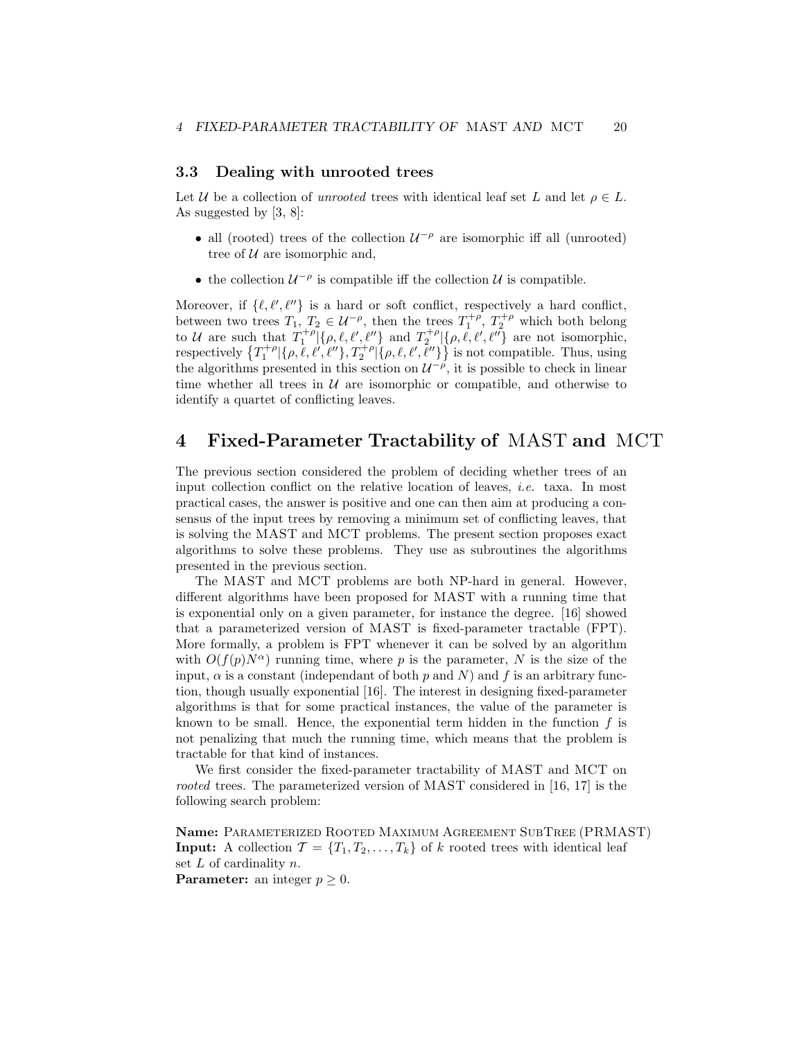### 3.3 Dealing with unrooted trees

Let $\mathcal{U}$ be a collection of *unrooted* trees with identical leaf set $L$ and let $\rho \in L$. As suggested by [3, 8]:

- all (rooted) trees of the collection $\mathcal{U}^{-\rho}$ are isomorphic iff all (unrooted) tree of $\mathcal{U}$ are isomorphic and,
- the collection $\mathcal{U}^{-\rho}$ is compatible iff the collection $\mathcal{U}$ is compatible.

Moreover, if $\{\ell, \ell', \ell''\}$ is a hard or soft conflict, respectively a hard conflict, between two trees $T_1, T_2 \in \mathcal{U}^{-\rho}$, then the trees $T_1^{+\rho}, T_2^{+\rho}$ which both belong to $\mathcal{U}$ are such that $T_1^{+\rho}|\{\rho, \ell, \ell', \ell''\}$ and $T_2^{+\rho}|\{\rho, \ell, \ell', \ell''\}$ are not isomorphic, respectively $\left\{T_1^{+\rho}|\{\rho, \ell, \ell', \ell''\}, T_2^{+\rho}|\{\rho, \ell, \ell', \ell''\}\right\}$ is not compatible. Thus, using the algorithms presented in this section on $\mathcal{U}^{-\rho}$, it is possible to check in linear time whether all trees in $\mathcal{U}$ are isomorphic or compatible, and otherwise to identify a quartet of conflicting leaves.

## 4 Fixed-Parameter Tractability of MAST and MCT

The previous section considered the problem of deciding whether trees of an input collection conflict on the relative location of leaves, *i.e.* taxa. In most practical cases, the answer is positive and one can then aim at producing a consensus of the input trees by removing a minimum set of conflicting leaves, that is solving the MAST and MCT problems. The present section proposes exact algorithms to solve these problems. They use as subroutines the algorithms presented in the previous section.

The MAST and MCT problems are both NP-hard in general. However, different algorithms have been proposed for MAST with a running time that is exponential only on a given parameter, for instance the degree. [16] showed that a parameterized version of MAST is fixed-parameter tractable (FPT). More formally, a problem is FPT whenever it can be solved by an algorithm with $O(f(p)N^{\alpha})$ running time, where $p$ is the parameter, $N$ is the size of the input, $\alpha$ is a constant (independant of both $p$ and $N$) and $f$ is an arbitrary function, though usually exponential [16]. The interest in designing fixed-parameter algorithms is that for some practical instances, the value of the parameter is known to be small. Hence, the exponential term hidden in the function $f$ is not penalizing that much the running time, which means that the problem is tractable for that kind of instances.

We first consider the fixed-parameter tractability of MAST and MCT on *rooted* trees. The parameterized version of MAST considered in [16, 17] is the following search problem:

**Name:** Parameterized Rooted Maximum Agreement SubTree (PRMAST)
**Input:** A collection $\mathcal{T} = \{T_1, T_2, \ldots, T_k\}$ of $k$ rooted trees with identical leaf set $L$ of cardinality $n$.
**Parameter:** an integer $p \geq 0$.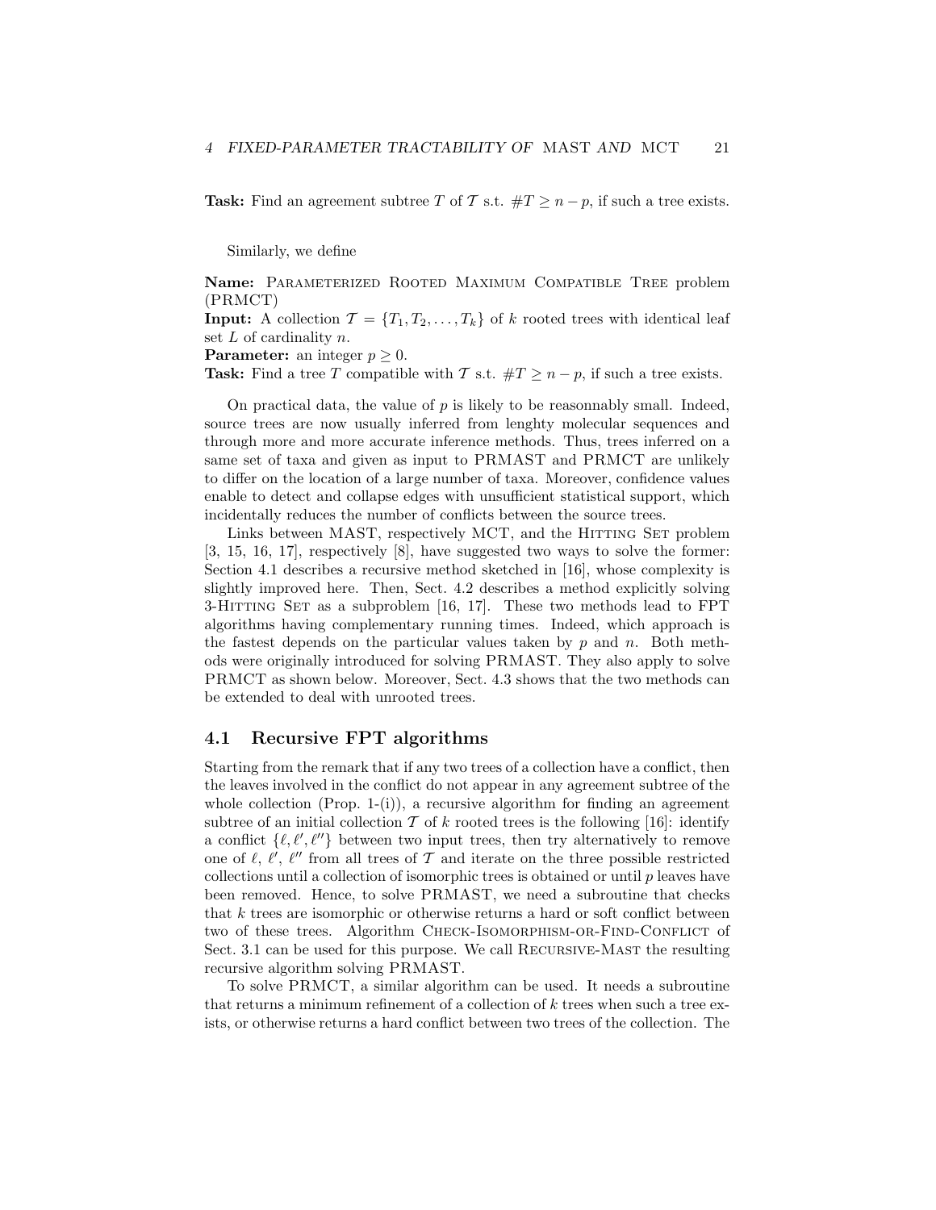**Task:** Find an agreement subtree $T$ of $\mathcal{T}$ s.t. $\#T \geq n - p$, if such a tree exists.

Similarly, we define

**Name:** Parameterized Rooted Maximum Compatible Tree problem (PRMCT)
**Input:** A collection $\mathcal{T} = \{T_1, T_2, \ldots, T_k\}$ of $k$ rooted trees with identical leaf set $L$ of cardinality $n$.
**Parameter:** an integer $p \geq 0$.
**Task:** Find a tree $T$ compatible with $\mathcal{T}$ s.t. $\#T \geq n - p$, if such a tree exists.

On practical data, the value of $p$ is likely to be reasonnably small. Indeed, source trees are now usually inferred from lenghty molecular sequences and through more and more accurate inference methods. Thus, trees inferred on a same set of taxa and given as input to PRMAST and PRMCT are unlikely to differ on the location of a large number of taxa. Moreover, confidence values enable to detect and collapse edges with unsufficient statistical support, which incidentally reduces the number of conflicts between the source trees.

Links between MAST, respectively MCT, and the Hitting Set problem [3, 15, 16, 17], respectively [8], have suggested two ways to solve the former: Section 4.1 describes a recursive method sketched in [16], whose complexity is slightly improved here. Then, Sect. 4.2 describes a method explicitly solving 3-Hitting Set as a subproblem [16, 17]. These two methods lead to FPT algorithms having complementary running times. Indeed, which approach is the fastest depends on the particular values taken by $p$ and $n$. Both methods were originally introduced for solving PRMAST. They also apply to solve PRMCT as shown below. Moreover, Sect. 4.3 shows that the two methods can be extended to deal with unrooted trees.

## 4.1 Recursive FPT algorithms

Starting from the remark that if any two trees of a collection have a conflict, then the leaves involved in the conflict do not appear in any agreement subtree of the whole collection (Prop. 1-(i)), a recursive algorithm for finding an agreement subtree of an initial collection $\mathcal{T}$ of $k$ rooted trees is the following [16]: identify a conflict $\{\ell, \ell', \ell''\}$ between two input trees, then try alternatively to remove one of $\ell$, $\ell'$, $\ell''$ from all trees of $\mathcal{T}$ and iterate on the three possible restricted collections until a collection of isomorphic trees is obtained or until $p$ leaves have been removed. Hence, to solve PRMAST, we need a subroutine that checks that $k$ trees are isomorphic or otherwise returns a hard or soft conflict between two of these trees. Algorithm Check-Isomorphism-or-Find-Conflict of Sect. 3.1 can be used for this purpose. We call Recursive-Mast the resulting recursive algorithm solving PRMAST.

To solve PRMCT, a similar algorithm can be used. It needs a subroutine that returns a minimum refinement of a collection of $k$ trees when such a tree exists, or otherwise returns a hard conflict between two trees of the collection. The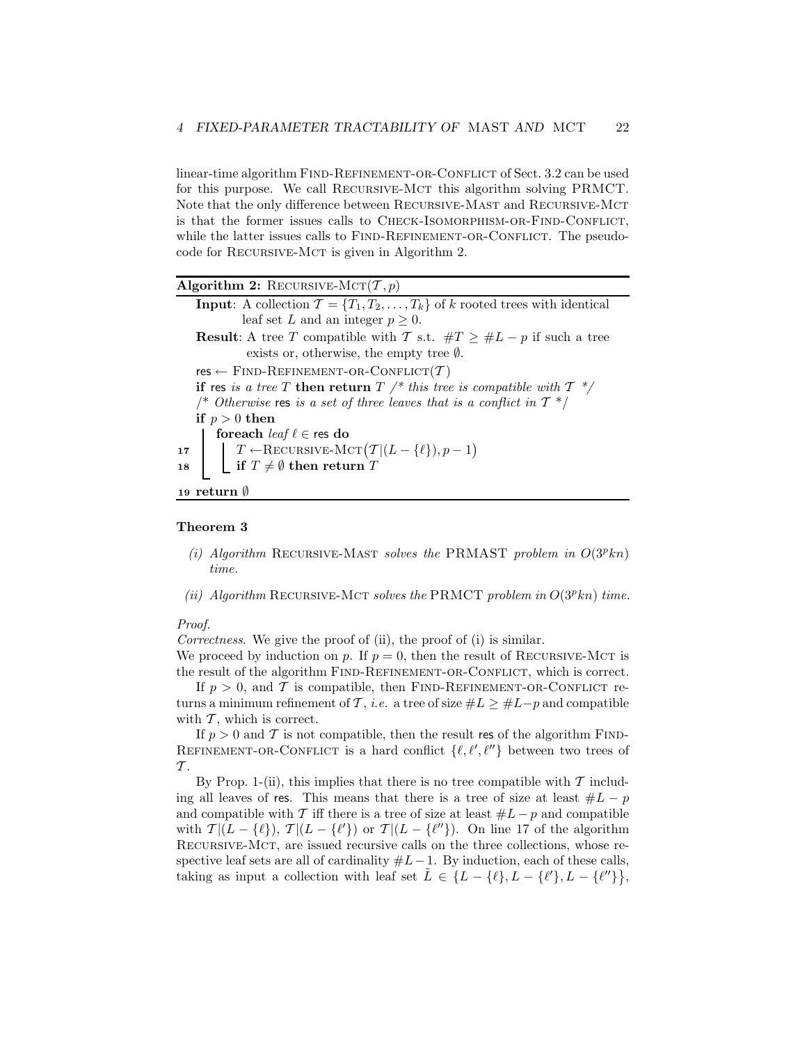linear-time algorithm Find-Refinement-or-Conflict of Sect. 3.2 can be used for this purpose. We call Recursive-Mct this algorithm solving PRMCT. Note that the only difference between Recursive-Mast and Recursive-Mct is that the former issues calls to Check-Isomorphism-or-Find-Conflict, while the latter issues calls to Find-Refinement-or-Conflict. The pseudocode for Recursive-Mct is given in Algorithm 2.

**Algorithm 2:** Recursive-Mct($\mathcal{T}, p$)

```
   Input: A collection T = {T_1, T_2, ..., T_k} of k rooted trees with identical
          leaf set L and an integer p ≥ 0.
   Result: A tree T compatible with T s.t. #T ≥ #L − p if such a tree
           exists or, otherwise, the empty tree ∅.
   res ← Find-Refinement-or-Conflict(T)
   if res is a tree T then return T /* this tree is compatible with T */
   /* Otherwise res is a set of three leaves that is a conflict in T */
   if p > 0 then
       foreach leaf ℓ ∈ res do
17         T ← Recursive-Mct(T|(L − {ℓ}), p − 1)
18         if T ≠ ∅ then return T
19 return ∅
```

**Theorem 3**

*(i) Algorithm* Recursive-Mast *solves the* PRMAST *problem in* $O(3^p kn)$ *time.*

*(ii) Algorithm* Recursive-Mct *solves the* PRMCT *problem in* $O(3^p kn)$ *time.*

*Proof.*
*Correctness.* We give the proof of (ii), the proof of (i) is similar.
We proceed by induction on $p$. If $p = 0$, then the result of Recursive-Mct is the result of the algorithm Find-Refinement-or-Conflict, which is correct.

If $p > 0$, and $\mathcal{T}$ is compatible, then Find-Refinement-or-Conflict returns a minimum refinement of $\mathcal{T}$, *i.e.* a tree of size $\#L \geq \#L - p$ and compatible with $\mathcal{T}$, which is correct.

If $p > 0$ and $\mathcal{T}$ is not compatible, then the result res of the algorithm Find-Refinement-or-Conflict is a hard conflict $\{\ell, \ell', \ell''\}$ between two trees of $\mathcal{T}$.

By Prop. 1-(ii), this implies that there is no tree compatible with $\mathcal{T}$ including all leaves of res. This means that there is a tree of size at least $\#L - p$ and compatible with $\mathcal{T}$ iff there is a tree of size at least $\#L - p$ and compatible with $\mathcal{T}|(L - \{\ell\})$, $\mathcal{T}|(L - \{\ell'\})$ or $\mathcal{T}|(L - \{\ell''\})$. On line 17 of the algorithm Recursive-Mct, are issued recursive calls on the three collections, whose respective leaf sets are all of cardinality $\#L - 1$. By induction, each of these calls, taking as input a collection with leaf set $\tilde{L} \in \{L - \{\ell\}, L - \{\ell'\}, L - \{\ell''\}\}$,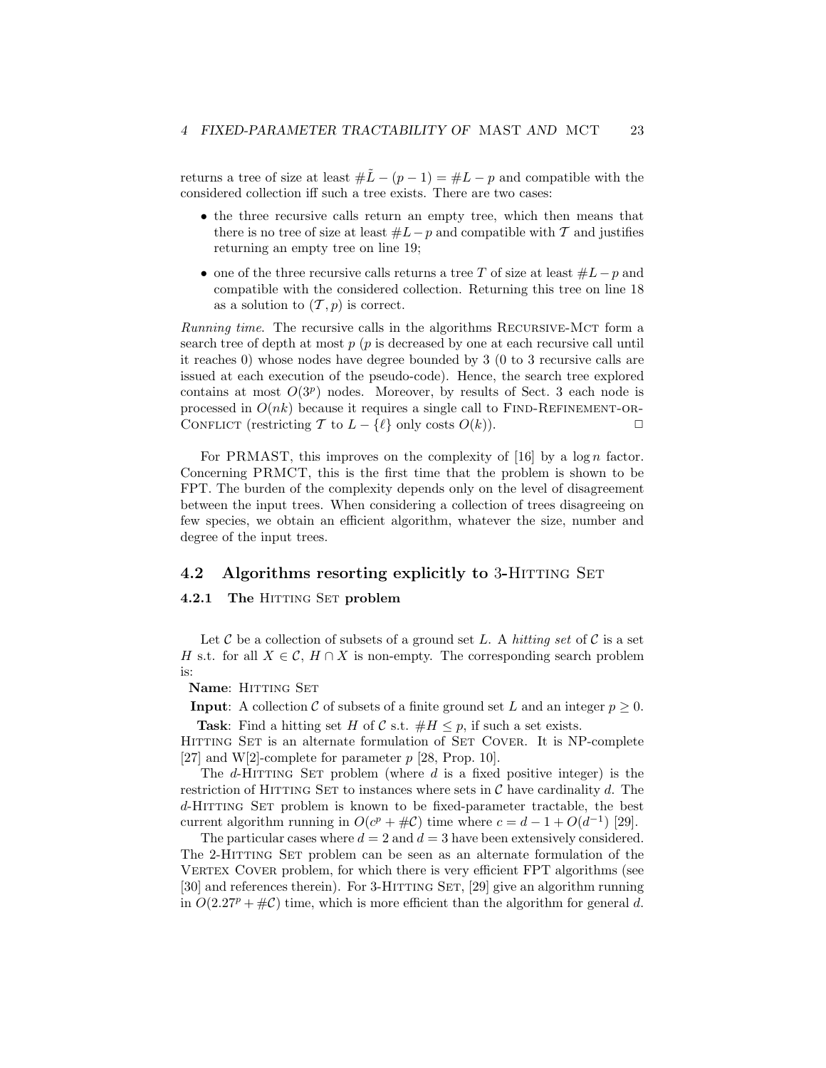returns a tree of size at least $\#\tilde{L} - (p - 1) = \#L - p$ and compatible with the considered collection iff such a tree exists. There are two cases:

- the three recursive calls return an empty tree, which then means that there is no tree of size at least $\#L - p$ and compatible with $\mathcal{T}$ and justifies returning an empty tree on line 19;
- one of the three recursive calls returns a tree $T$ of size at least $\#L - p$ and compatible with the considered collection. Returning this tree on line 18 as a solution to $(\mathcal{T}, p)$ is correct.

*Running time*. The recursive calls in the algorithms Recursive-Mct form a search tree of depth at most $p$ ($p$ is decreased by one at each recursive call until it reaches 0) whose nodes have degree bounded by 3 (0 to 3 recursive calls are issued at each execution of the pseudo-code). Hence, the search tree explored contains at most $O(3^p)$ nodes. Moreover, by results of Sect. 3 each node is processed in $O(nk)$ because it requires a single call to Find-Refinement-or-Conflict (restricting $\mathcal{T}$ to $L - \{\ell\}$ only costs $O(k)$). □

For PRMAST, this improves on the complexity of [16] by a $\log n$ factor. Concerning PRMCT, this is the first time that the problem is shown to be FPT. The burden of the complexity depends only on the level of disagreement between the input trees. When considering a collection of trees disagreeing on few species, we obtain an efficient algorithm, whatever the size, number and degree of the input trees.

## 4.2 Algorithms resorting explicitly to 3-Hitting Set

### 4.2.1 The Hitting Set problem

Let $\mathcal{C}$ be a collection of subsets of a ground set $L$. A *hitting set* of $\mathcal{C}$ is a set $H$ s.t. for all $X \in \mathcal{C}$, $H \cap X$ is non-empty. The corresponding search problem is:

**Name**: Hitting Set

**Input**: A collection $\mathcal{C}$ of subsets of a finite ground set $L$ and an integer $p \geq 0$.

**Task**: Find a hitting set $H$ of $\mathcal{C}$ s.t. $\#H \leq p$, if such a set exists.

Hitting Set is an alternate formulation of Set Cover. It is NP-complete [27] and W[2]-complete for parameter $p$ [28, Prop. 10].

The $d$-Hitting Set problem (where $d$ is a fixed positive integer) is the restriction of Hitting Set to instances where sets in $\mathcal{C}$ have cardinality $d$. The $d$-Hitting Set problem is known to be fixed-parameter tractable, the best current algorithm running in $O(c^p + \#\mathcal{C})$ time where $c = d - 1 + O(d^{-1})$ [29].

The particular cases where $d = 2$ and $d = 3$ have been extensively considered. The 2-Hitting Set problem can be seen as an alternate formulation of the Vertex Cover problem, for which there is very efficient FPT algorithms (see [30] and references therein). For 3-Hitting Set, [29] give an algorithm running in $O(2.27^p + \#\mathcal{C})$ time, which is more efficient than the algorithm for general $d$.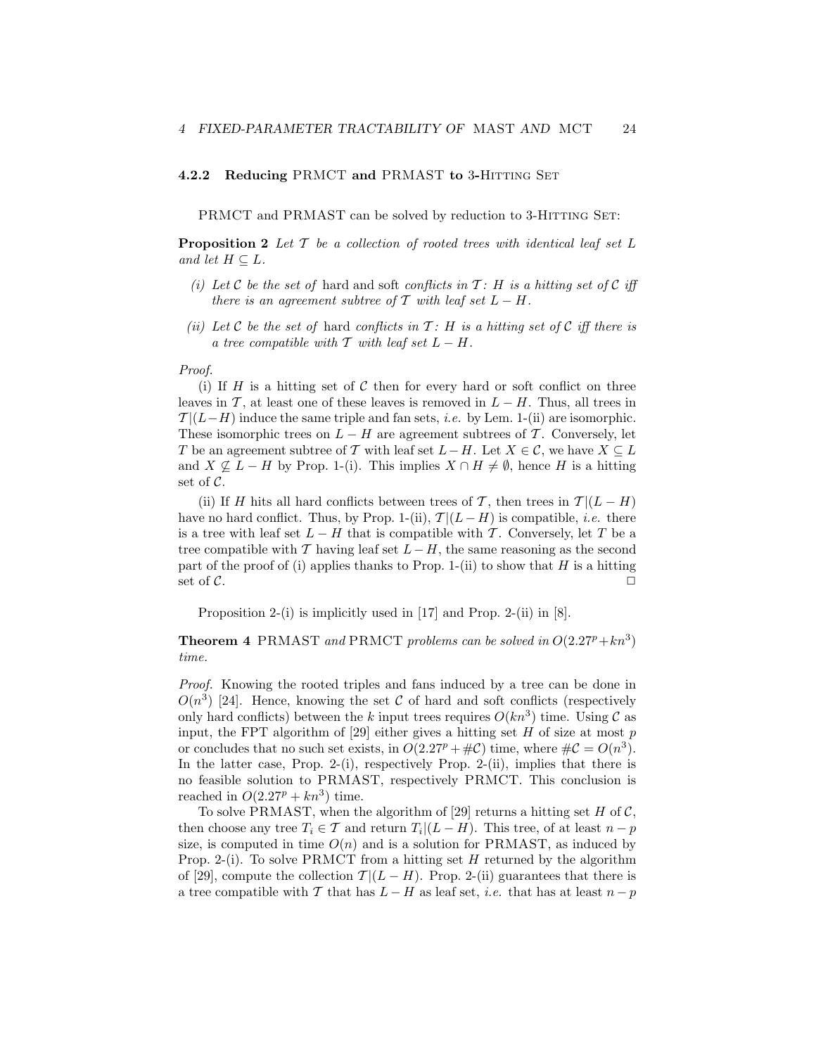### 4.2.2 Reducing PRMCT and PRMAST to 3-Hitting Set

PRMCT and PRMAST can be solved by reduction to 3-Hitting Set:

**Proposition 2** *Let $\mathcal{T}$ be a collection of rooted trees with identical leaf set $L$ and let $H \subseteq L$.*

*(i) Let $\mathcal{C}$ be the set of* hard and soft *conflicts in $\mathcal{T}$: $H$ is a hitting set of $\mathcal{C}$ iff there is an agreement subtree of $\mathcal{T}$ with leaf set $L - H$.*

*(ii) Let $\mathcal{C}$ be the set of* hard *conflicts in $\mathcal{T}$: $H$ is a hitting set of $\mathcal{C}$ iff there is a tree compatible with $\mathcal{T}$ with leaf set $L - H$.*

*Proof.*
(i) If $H$ is a hitting set of $\mathcal{C}$ then for every hard or soft conflict on three leaves in $\mathcal{T}$, at least one of these leaves is removed in $L - H$. Thus, all trees in $\mathcal{T}|(L-H)$ induce the same triple and fan sets, *i.e.* by Lem. 1-(ii) are isomorphic. These isomorphic trees on $L - H$ are agreement subtrees of $\mathcal{T}$. Conversely, let $T$ be an agreement subtree of $\mathcal{T}$ with leaf set $L - H$. Let $X \in \mathcal{C}$, we have $X \subseteq L$ and $X \not\subseteq L - H$ by Prop. 1-(i). This implies $X \cap H \neq \emptyset$, hence $H$ is a hitting set of $\mathcal{C}$.

(ii) If $H$ hits all hard conflicts between trees of $\mathcal{T}$, then trees in $\mathcal{T}|(L - H)$ have no hard conflict. Thus, by Prop. 1-(ii), $\mathcal{T}|(L - H)$ is compatible, *i.e.* there is a tree with leaf set $L - H$ that is compatible with $\mathcal{T}$. Conversely, let $T$ be a tree compatible with $\mathcal{T}$ having leaf set $L - H$, the same reasoning as the second part of the proof of (i) applies thanks to Prop. 1-(ii) to show that $H$ is a hitting set of $\mathcal{C}$. □

Proposition 2-(i) is implicitly used in [17] and Prop. 2-(ii) in [8].

**Theorem 4** PRMAST *and* PRMCT *problems can be solved in $O(2.27^p + kn^3)$ time.*

*Proof.* Knowing the rooted triples and fans induced by a tree can be done in $O(n^3)$ [24]. Hence, knowing the set $\mathcal{C}$ of hard and soft conflicts (respectively only hard conflicts) between the $k$ input trees requires $O(kn^3)$ time. Using $\mathcal{C}$ as input, the FPT algorithm of [29] either gives a hitting set $H$ of size at most $p$ or concludes that no such set exists, in $O(2.27^p + \#\mathcal{C})$ time, where $\#\mathcal{C} = O(n^3)$. In the latter case, Prop. 2-(i), respectively Prop. 2-(ii), implies that there is no feasible solution to PRMAST, respectively PRMCT. This conclusion is reached in $O(2.27^p + kn^3)$ time.

To solve PRMAST, when the algorithm of [29] returns a hitting set $H$ of $\mathcal{C}$, then choose any tree $T_i \in \mathcal{T}$ and return $T_i|(L - H)$. This tree, of at least $n - p$ size, is computed in time $O(n)$ and is a solution for PRMAST, as induced by Prop. 2-(i). To solve PRMCT from a hitting set $H$ returned by the algorithm of [29], compute the collection $\mathcal{T}|(L - H)$. Prop. 2-(ii) guarantees that there is a tree compatible with $\mathcal{T}$ that has $L - H$ as leaf set, *i.e.* that has at least $n - p$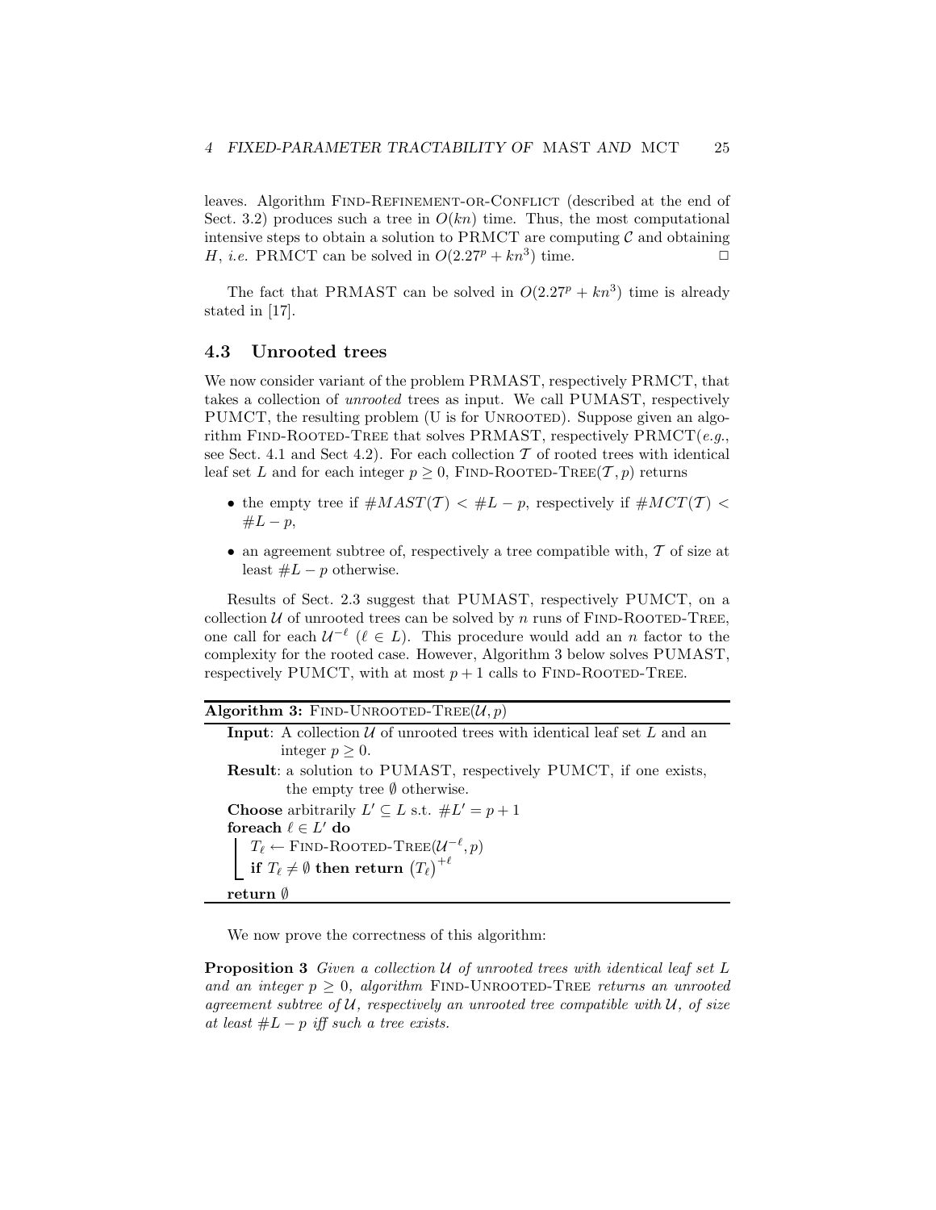leaves. Algorithm Find-Refinement-or-Conflict (described at the end of Sect. 3.2) produces such a tree in $O(kn)$ time. Thus, the most computational intensive steps to obtain a solution to PRMCT are computing $\mathcal{C}$ and obtaining $H$, *i.e.* PRMCT can be solved in $O(2.27^p + kn^3)$ time. □

The fact that PRMAST can be solved in $O(2.27^p + kn^3)$ time is already stated in [17].

### 4.3 Unrooted trees

We now consider variant of the problem PRMAST, respectively PRMCT, that takes a collection of *unrooted* trees as input. We call PUMAST, respectively PUMCT, the resulting problem (U is for Unrooted). Suppose given an algorithm Find-Rooted-Tree that solves PRMAST, respectively PRMCT(*e.g.*, see Sect. 4.1 and Sect 4.2). For each collection $\mathcal{T}$ of rooted trees with identical leaf set $L$ and for each integer $p \geq 0$, Find-Rooted-Tree($\mathcal{T}, p$) returns

- the empty tree if $\#MAST(\mathcal{T}) < \#L - p$, respectively if $\#MCT(\mathcal{T}) < \#L - p$,
- an agreement subtree of, respectively a tree compatible with, $\mathcal{T}$ of size at least $\#L - p$ otherwise.

Results of Sect. 2.3 suggest that PUMAST, respectively PUMCT, on a collection $\mathcal{U}$ of unrooted trees can be solved by $n$ runs of Find-Rooted-Tree, one call for each $\mathcal{U}^{-\ell}$ ($\ell \in L$). This procedure would add an $n$ factor to the complexity for the rooted case. However, Algorithm 3 below solves PUMAST, respectively PUMCT, with at most $p + 1$ calls to Find-Rooted-Tree.

---

**Algorithm 3:** Find-Unrooted-Tree($\mathcal{U}, p$)

---

**Input**: A collection $\mathcal{U}$ of unrooted trees with identical leaf set $L$ and an integer $p \geq 0$.

**Result**: a solution to PUMAST, respectively PUMCT, if one exists, the empty tree $\emptyset$ otherwise.

**Choose** arbitrarily $L' \subseteq L$ s.t. $\#L' = p + 1$

**foreach** $\ell \in L'$ **do**

  $T_\ell \leftarrow$ Find-Rooted-Tree($\mathcal{U}^{-\ell}, p$)

  **if** $T_\ell \neq \emptyset$ **then return** $(T_\ell)^{+\ell}$

**return** $\emptyset$

---

We now prove the correctness of this algorithm:

**Proposition 3** *Given a collection $\mathcal{U}$ of unrooted trees with identical leaf set $L$ and an integer $p \geq 0$, algorithm* Find-Unrooted-Tree *returns an unrooted agreement subtree of $\mathcal{U}$, respectively an unrooted tree compatible with $\mathcal{U}$, of size at least $\#L - p$ iff such a tree exists.*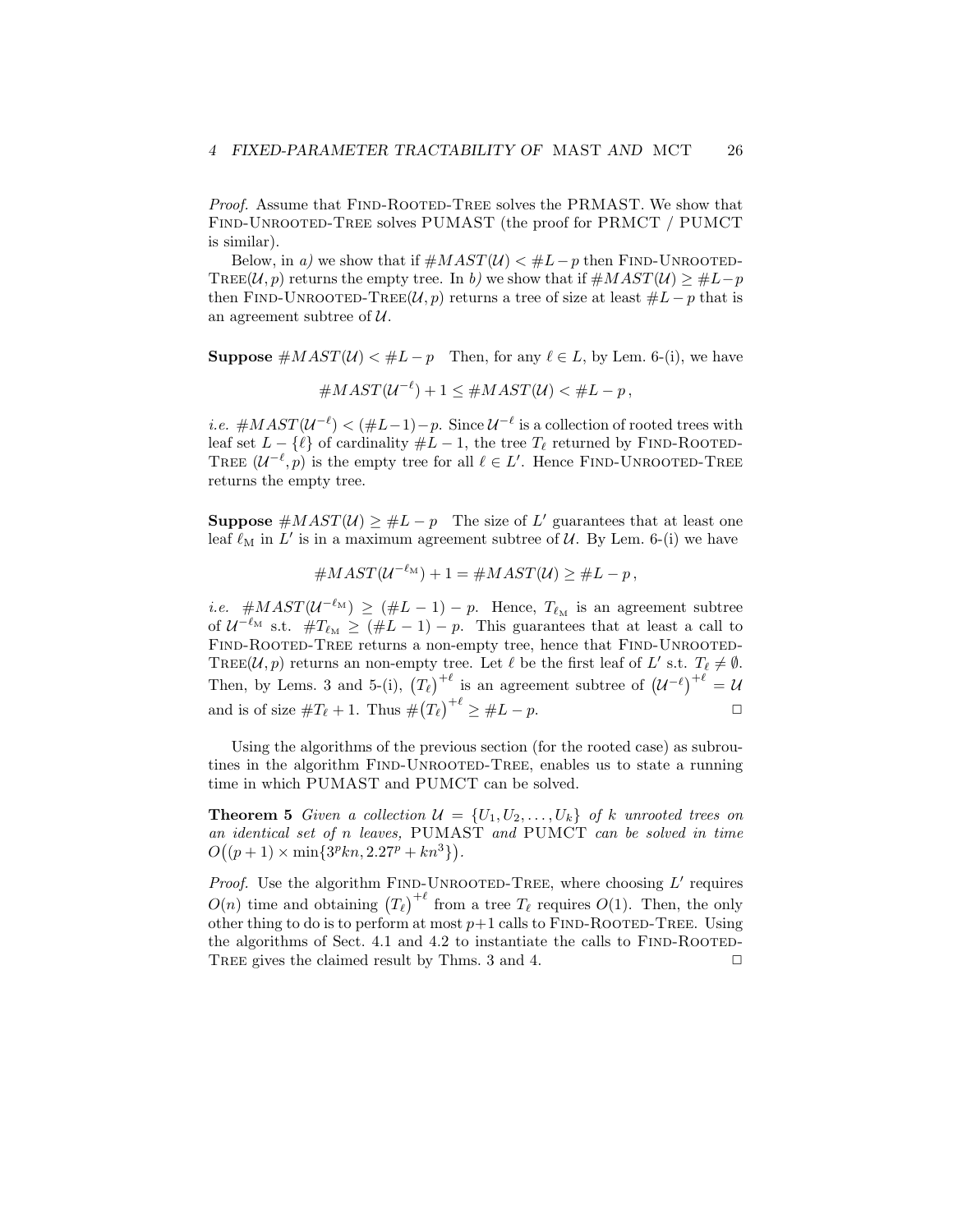*Proof.* Assume that FIND-ROOTED-TREE solves the PRMAST. We show that FIND-UNROOTED-TREE solves PUMAST (the proof for PRMCT / PUMCT is similar).

Below, in *a)* we show that if $\#MAST(\mathcal{U}) < \#L - p$ then FIND-UNROOTED-TREE$(\mathcal{U}, p)$ returns the empty tree. In *b)* we show that if $\#MAST(\mathcal{U}) \geq \#L - p$ then FIND-UNROOTED-TREE$(\mathcal{U}, p)$ returns a tree of size at least $\#L - p$ that is an agreement subtree of $\mathcal{U}$.

**Suppose** $\#MAST(\mathcal{U}) < \#L - p$ Then, for any $\ell \in L$, by Lem. 6-(i), we have

$$\#MAST(\mathcal{U}^{-\ell}) + 1 \leq \#MAST(\mathcal{U}) < \#L - p\,,$$

*i.e.* $\#MAST(\mathcal{U}^{-\ell}) < (\#L - 1) - p$. Since $\mathcal{U}^{-\ell}$ is a collection of rooted trees with leaf set $L - \{\ell\}$ of cardinality $\#L - 1$, the tree $T_\ell$ returned by FIND-ROOTED-TREE $(\mathcal{U}^{-\ell}, p)$ is the empty tree for all $\ell \in L'$. Hence FIND-UNROOTED-TREE returns the empty tree.

**Suppose** $\#MAST(\mathcal{U}) \geq \#L - p$ The size of $L'$ guarantees that at least one leaf $\ell_{\mathrm{M}}$ in $L'$ is in a maximum agreement subtree of $\mathcal{U}$. By Lem. 6-(i) we have

$$\#MAST(\mathcal{U}^{-\ell_{\mathrm{M}}}) + 1 = \#MAST(\mathcal{U}) \geq \#L - p\,,$$

*i.e.* $\#MAST(\mathcal{U}^{-\ell_{\mathrm{M}}}) \geq (\#L - 1) - p$. Hence, $T_{\ell_{\mathrm{M}}}$ is an agreement subtree of $\mathcal{U}^{-\ell_{\mathrm{M}}}$ s.t. $\#T_{\ell_{\mathrm{M}}} \geq (\#L - 1) - p$. This guarantees that at least a call to FIND-ROOTED-TREE returns a non-empty tree, hence that FIND-UNROOTED-TREE$(\mathcal{U}, p)$ returns an non-empty tree. Let $\ell$ be the first leaf of $L'$ s.t. $T_\ell \neq \emptyset$. Then, by Lems. 3 and 5-(i), $\big(T_\ell\big)^{+\ell}$ is an agreement subtree of $\big(\mathcal{U}^{-\ell}\big)^{+\ell} = \mathcal{U}$ and is of size $\#T_\ell + 1$. Thus $\#\big(T_\ell\big)^{+\ell} \geq \#L - p$. □

Using the algorithms of the previous section (for the rooted case) as subroutines in the algorithm FIND-UNROOTED-TREE, enables us to state a running time in which PUMAST and PUMCT can be solved.

**Theorem 5** *Given a collection $\mathcal{U} = \{U_1, U_2, \ldots, U_k\}$ of $k$ unrooted trees on an identical set of $n$ leaves,* PUMAST *and* PUMCT *can be solved in time $O\big((p+1) \times \min\{3^p kn, 2.27^p + kn^3\}\big)$.*

*Proof.* Use the algorithm FIND-UNROOTED-TREE, where choosing $L'$ requires $O(n)$ time and obtaining $\big(T_\ell\big)^{+\ell}$ from a tree $T_\ell$ requires $O(1)$. Then, the only other thing to do is to perform at most $p+1$ calls to FIND-ROOTED-TREE. Using the algorithms of Sect. 4.1 and 4.2 to instantiate the calls to FIND-ROOTED-TREE gives the claimed result by Thms. 3 and 4. □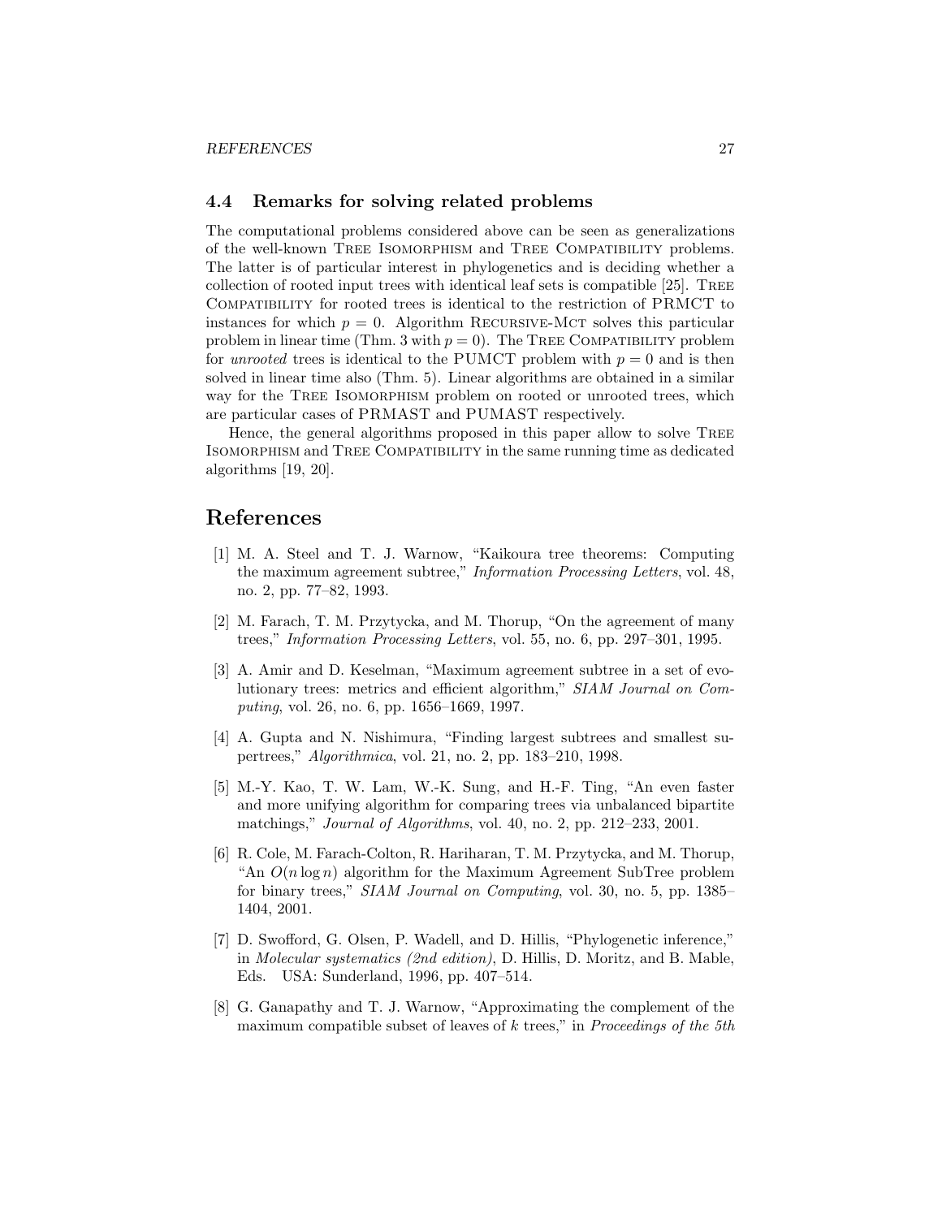### 4.4 Remarks for solving related problems

The computational problems considered above can be seen as generalizations of the well-known Tree Isomorphism and Tree Compatibility problems. The latter is of particular interest in phylogenetics and is deciding whether a collection of rooted input trees with identical leaf sets is compatible [25]. Tree Compatibility for rooted trees is identical to the restriction of PRMCT to instances for which $p = 0$. Algorithm Recursive-Mct solves this particular problem in linear time (Thm. 3 with $p = 0$). The Tree Compatibility problem for *unrooted* trees is identical to the PUMCT problem with $p = 0$ and is then solved in linear time also (Thm. 5). Linear algorithms are obtained in a similar way for the Tree Isomorphism problem on rooted or unrooted trees, which are particular cases of PRMAST and PUMAST respectively.

Hence, the general algorithms proposed in this paper allow to solve Tree Isomorphism and Tree Compatibility in the same running time as dedicated algorithms [19, 20].

## References

[1] M. A. Steel and T. J. Warnow, "Kaikoura tree theorems: Computing the maximum agreement subtree," *Information Processing Letters*, vol. 48, no. 2, pp. 77–82, 1993.

[2] M. Farach, T. M. Przytycka, and M. Thorup, "On the agreement of many trees," *Information Processing Letters*, vol. 55, no. 6, pp. 297–301, 1995.

[3] A. Amir and D. Keselman, "Maximum agreement subtree in a set of evolutionary trees: metrics and efficient algorithm," *SIAM Journal on Computing*, vol. 26, no. 6, pp. 1656–1669, 1997.

[4] A. Gupta and N. Nishimura, "Finding largest subtrees and smallest supertrees," *Algorithmica*, vol. 21, no. 2, pp. 183–210, 1998.

[5] M.-Y. Kao, T. W. Lam, W.-K. Sung, and H.-F. Ting, "An even faster and more unifying algorithm for comparing trees via unbalanced bipartite matchings," *Journal of Algorithms*, vol. 40, no. 2, pp. 212–233, 2001.

[6] R. Cole, M. Farach-Colton, R. Hariharan, T. M. Przytycka, and M. Thorup, "An $O(n \log n)$ algorithm for the Maximum Agreement SubTree problem for binary trees," *SIAM Journal on Computing*, vol. 30, no. 5, pp. 1385–1404, 2001.

[7] D. Swofford, G. Olsen, P. Wadell, and D. Hillis, "Phylogenetic inference," in *Molecular systematics (2nd edition)*, D. Hillis, D. Moritz, and B. Mable, Eds. USA: Sunderland, 1996, pp. 407–514.

[8] G. Ganapathy and T. J. Warnow, "Approximating the complement of the maximum compatible subset of leaves of $k$ trees," in *Proceedings of the 5th*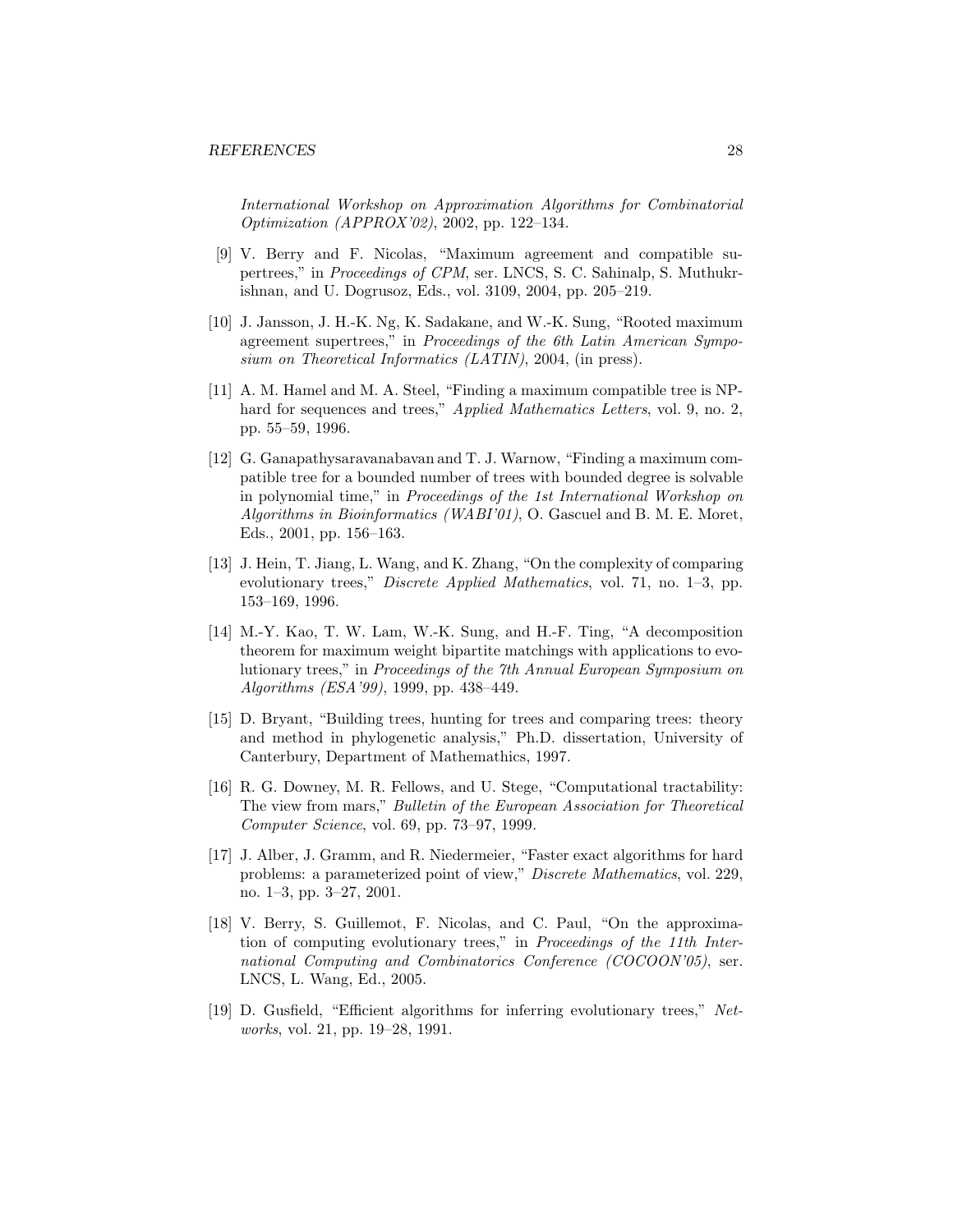*International Workshop on Approximation Algorithms for Combinatorial Optimization (APPROX'02)*, 2002, pp. 122–134.

[9] V. Berry and F. Nicolas, "Maximum agreement and compatible supertrees," in *Proceedings of CPM*, ser. LNCS, S. C. Sahinalp, S. Muthukrishnan, and U. Dogrusoz, Eds., vol. 3109, 2004, pp. 205–219.

[10] J. Jansson, J. H.-K. Ng, K. Sadakane, and W.-K. Sung, "Rooted maximum agreement supertrees," in *Proceedings of the 6th Latin American Symposium on Theoretical Informatics (LATIN)*, 2004, (in press).

[11] A. M. Hamel and M. A. Steel, "Finding a maximum compatible tree is NP-hard for sequences and trees," *Applied Mathematics Letters*, vol. 9, no. 2, pp. 55–59, 1996.

[12] G. Ganapathysaravanabavan and T. J. Warnow, "Finding a maximum compatible tree for a bounded number of trees with bounded degree is solvable in polynomial time," in *Proceedings of the 1st International Workshop on Algorithms in Bioinformatics (WABI'01)*, O. Gascuel and B. M. E. Moret, Eds., 2001, pp. 156–163.

[13] J. Hein, T. Jiang, L. Wang, and K. Zhang, "On the complexity of comparing evolutionary trees," *Discrete Applied Mathematics*, vol. 71, no. 1–3, pp. 153–169, 1996.

[14] M.-Y. Kao, T. W. Lam, W.-K. Sung, and H.-F. Ting, "A decomposition theorem for maximum weight bipartite matchings with applications to evolutionary trees," in *Proceedings of the 7th Annual European Symposium on Algorithms (ESA'99)*, 1999, pp. 438–449.

[15] D. Bryant, "Building trees, hunting for trees and comparing trees: theory and method in phylogenetic analysis," Ph.D. dissertation, University of Canterbury, Department of Mathemathics, 1997.

[16] R. G. Downey, M. R. Fellows, and U. Stege, "Computational tractability: The view from mars," *Bulletin of the European Association for Theoretical Computer Science*, vol. 69, pp. 73–97, 1999.

[17] J. Alber, J. Gramm, and R. Niedermeier, "Faster exact algorithms for hard problems: a parameterized point of view," *Discrete Mathematics*, vol. 229, no. 1–3, pp. 3–27, 2001.

[18] V. Berry, S. Guillemot, F. Nicolas, and C. Paul, "On the approximation of computing evolutionary trees," in *Proceedings of the 11th International Computing and Combinatorics Conference (COCOON'05)*, ser. LNCS, L. Wang, Ed., 2005.

[19] D. Gusfield, "Efficient algorithms for inferring evolutionary trees," *Networks*, vol. 21, pp. 19–28, 1991.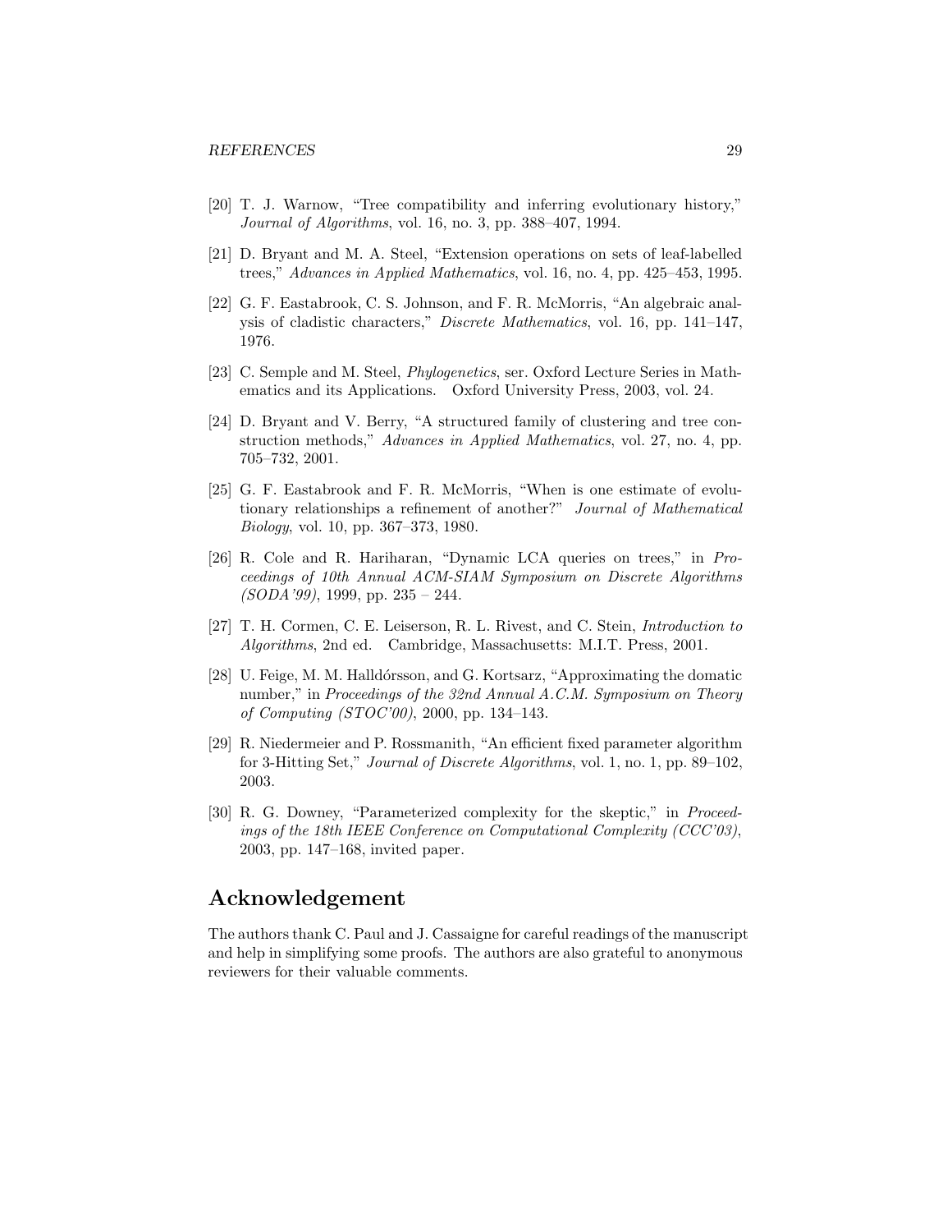[20] T. J. Warnow, "Tree compatibility and inferring evolutionary history," *Journal of Algorithms*, vol. 16, no. 3, pp. 388–407, 1994.

[21] D. Bryant and M. A. Steel, "Extension operations on sets of leaf-labelled trees," *Advances in Applied Mathematics*, vol. 16, no. 4, pp. 425–453, 1995.

[22] G. F. Eastabrook, C. S. Johnson, and F. R. McMorris, "An algebraic analysis of cladistic characters," *Discrete Mathematics*, vol. 16, pp. 141–147, 1976.

[23] C. Semple and M. Steel, *Phylogenetics*, ser. Oxford Lecture Series in Mathematics and its Applications. Oxford University Press, 2003, vol. 24.

[24] D. Bryant and V. Berry, "A structured family of clustering and tree construction methods," *Advances in Applied Mathematics*, vol. 27, no. 4, pp. 705–732, 2001.

[25] G. F. Eastabrook and F. R. McMorris, "When is one estimate of evolutionary relationships a refinement of another?" *Journal of Mathematical Biology*, vol. 10, pp. 367–373, 1980.

[26] R. Cole and R. Hariharan, "Dynamic LCA queries on trees," in *Proceedings of 10th Annual ACM-SIAM Symposium on Discrete Algorithms (SODA'99)*, 1999, pp. 235 – 244.

[27] T. H. Cormen, C. E. Leiserson, R. L. Rivest, and C. Stein, *Introduction to Algorithms*, 2nd ed. Cambridge, Massachusetts: M.I.T. Press, 2001.

[28] U. Feige, M. M. Halldórsson, and G. Kortsarz, "Approximating the domatic number," in *Proceedings of the 32nd Annual A.C.M. Symposium on Theory of Computing (STOC'00)*, 2000, pp. 134–143.

[29] R. Niedermeier and P. Rossmanith, "An efficient fixed parameter algorithm for 3-Hitting Set," *Journal of Discrete Algorithms*, vol. 1, no. 1, pp. 89–102, 2003.

[30] R. G. Downey, "Parameterized complexity for the skeptic," in *Proceedings of the 18th IEEE Conference on Computational Complexity (CCC'03)*, 2003, pp. 147–168, invited paper.

## Acknowledgement

The authors thank C. Paul and J. Cassaigne for careful readings of the manuscript and help in simplifying some proofs. The authors are also grateful to anonymous reviewers for their valuable comments.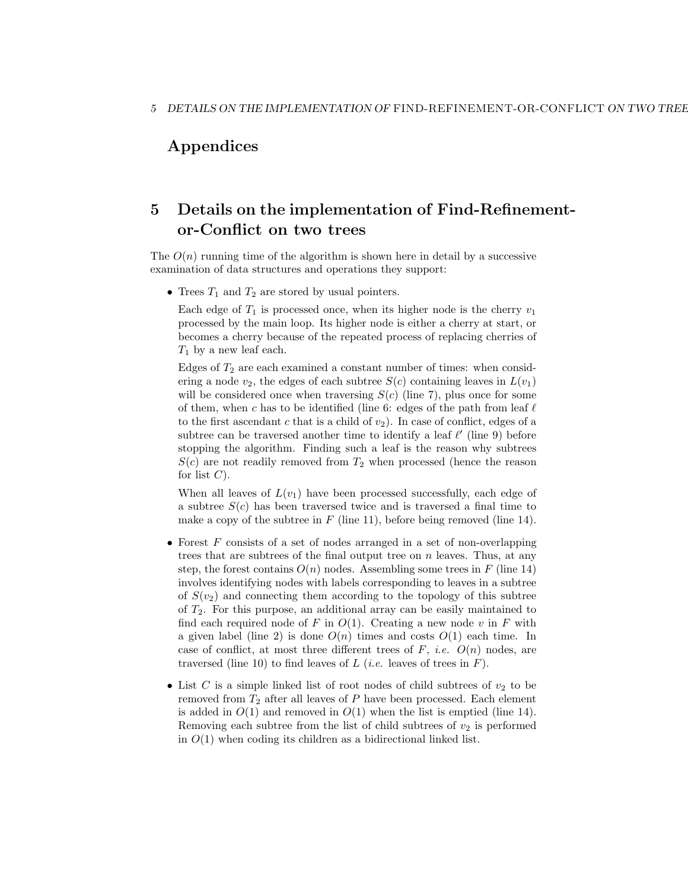# Appendices

## 5 Details on the implementation of Find-Refinement-or-Conflict on two trees

The $O(n)$ running time of the algorithm is shown here in detail by a successive examination of data structures and operations they support:

- Trees $T_1$ and $T_2$ are stored by usual pointers.

  Each edge of $T_1$ is processed once, when its higher node is the cherry $v_1$ processed by the main loop. Its higher node is either a cherry at start, or becomes a cherry because of the repeated process of replacing cherries of $T_1$ by a new leaf each.

  Edges of $T_2$ are each examined a constant number of times: when considering a node $v_2$, the edges of each subtree $S(c)$ containing leaves in $L(v_1)$ will be considered once when traversing $S(c)$ (line 7), plus once for some of them, when $c$ has to be identified (line 6: edges of the path from leaf $\ell$ to the first ascendant $c$ that is a child of $v_2$). In case of conflict, edges of a subtree can be traversed another time to identify a leaf $\ell'$ (line 9) before stopping the algorithm. Finding such a leaf is the reason why subtrees $S(c)$ are not readily removed from $T_2$ when processed (hence the reason for list $C$).

  When all leaves of $L(v_1)$ have been processed successfully, each edge of a subtree $S(c)$ has been traversed twice and is traversed a final time to make a copy of the subtree in $F$ (line 11), before being removed (line 14).

- Forest $F$ consists of a set of nodes arranged in a set of non-overlapping trees that are subtrees of the final output tree on $n$ leaves. Thus, at any step, the forest contains $O(n)$ nodes. Assembling some trees in $F$ (line 14) involves identifying nodes with labels corresponding to leaves in a subtree of $S(v_2)$ and connecting them according to the topology of this subtree of $T_2$. For this purpose, an additional array can be easily maintained to find each required node of $F$ in $O(1)$. Creating a new node $v$ in $F$ with a given label (line 2) is done $O(n)$ times and costs $O(1)$ each time. In case of conflict, at most three different trees of $F$, *i.e.* $O(n)$ nodes, are traversed (line 10) to find leaves of $L$ (*i.e.* leaves of trees in $F$).

- List $C$ is a simple linked list of root nodes of child subtrees of $v_2$ to be removed from $T_2$ after all leaves of $P$ have been processed. Each element is added in $O(1)$ and removed in $O(1)$ when the list is emptied (line 14). Removing each subtree from the list of child subtrees of $v_2$ is performed in $O(1)$ when coding its children as a bidirectional linked list.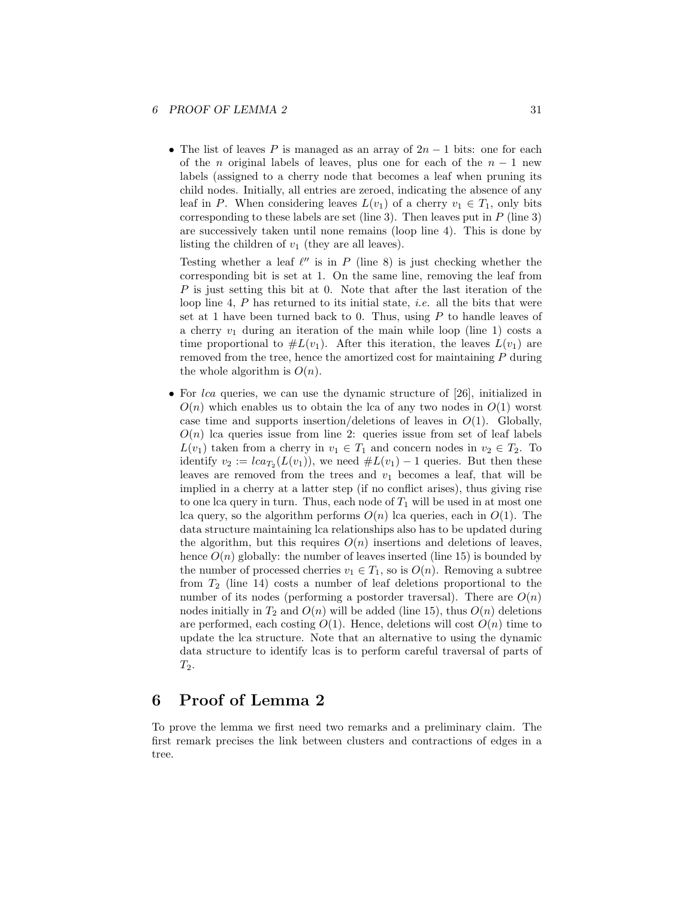- The list of leaves $P$ is managed as an array of $2n-1$ bits: one for each of the $n$ original labels of leaves, plus one for each of the $n-1$ new labels (assigned to a cherry node that becomes a leaf when pruning its child nodes. Initially, all entries are zeroed, indicating the absence of any leaf in $P$. When considering leaves $L(v_1)$ of a cherry $v_1 \in T_1$, only bits corresponding to these labels are set (line 3). Then leaves put in $P$ (line 3) are successively taken until none remains (loop line 4). This is done by listing the children of $v_1$ (they are all leaves).

  Testing whether a leaf $\ell''$ is in $P$ (line 8) is just checking whether the corresponding bit is set at 1. On the same line, removing the leaf from $P$ is just setting this bit at 0. Note that after the last iteration of the loop line 4, $P$ has returned to its initial state, *i.e.* all the bits that were set at 1 have been turned back to 0. Thus, using $P$ to handle leaves of a cherry $v_1$ during an iteration of the main while loop (line 1) costs a time proportional to $\#L(v_1)$. After this iteration, the leaves $L(v_1)$ are removed from the tree, hence the amortized cost for maintaining $P$ during the whole algorithm is $O(n)$.

- For *lca* queries, we can use the dynamic structure of [26], initialized in $O(n)$ which enables us to obtain the lca of any two nodes in $O(1)$ worst case time and supports insertion/deletions of leaves in $O(1)$. Globally, $O(n)$ lca queries issue from line 2: queries issue from set of leaf labels $L(v_1)$ taken from a cherry in $v_1 \in T_1$ and concern nodes in $v_2 \in T_2$. To identify $v_2 := lca_{T_2}(L(v_1))$, we need $\#L(v_1) - 1$ queries. But then these leaves are removed from the trees and $v_1$ becomes a leaf, that will be implied in a cherry at a latter step (if no conflict arises), thus giving rise to one lca query in turn. Thus, each node of $T_1$ will be used in at most one lca query, so the algorithm performs $O(n)$ lca queries, each in $O(1)$. The data structure maintaining lca relationships also has to be updated during the algorithm, but this requires $O(n)$ insertions and deletions of leaves, hence $O(n)$ globally: the number of leaves inserted (line 15) is bounded by the number of processed cherries $v_1 \in T_1$, so is $O(n)$. Removing a subtree from $T_2$ (line 14) costs a number of leaf deletions proportional to the number of its nodes (performing a postorder traversal). There are $O(n)$ nodes initially in $T_2$ and $O(n)$ will be added (line 15), thus $O(n)$ deletions are performed, each costing $O(1)$. Hence, deletions will cost $O(n)$ time to update the lca structure. Note that an alternative to using the dynamic data structure to identify lcas is to perform careful traversal of parts of $T_2$.

# 6 Proof of Lemma 2

To prove the lemma we first need two remarks and a preliminary claim. The first remark precises the link between clusters and contractions of edges in a tree.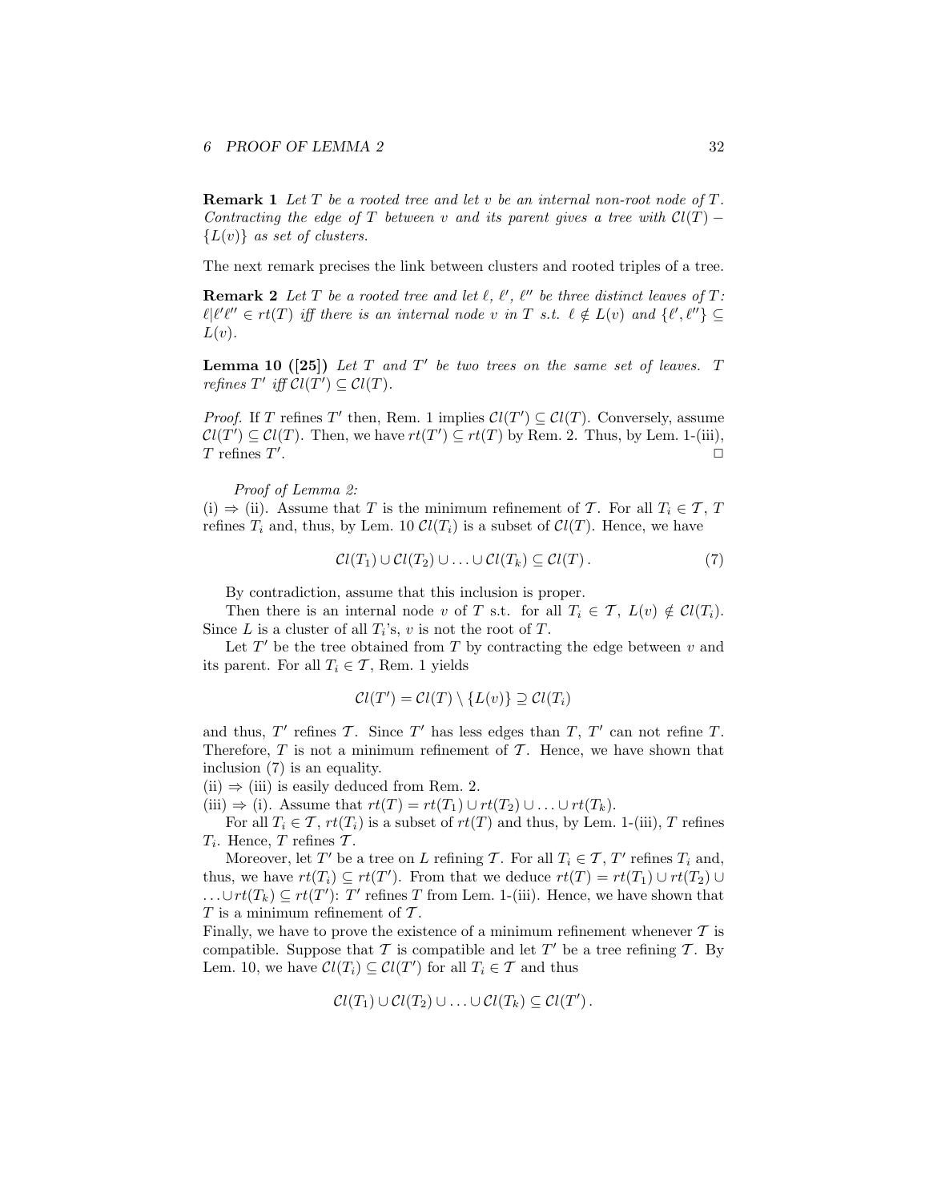**Remark 1** *Let $T$ be a rooted tree and let $v$ be an internal non-root node of $T$. Contracting the edge of $T$ between $v$ and its parent gives a tree with $\mathcal{C}l(T) - \{L(v)\}$ as set of clusters.*

The next remark precises the link between clusters and rooted triples of a tree.

**Remark 2** *Let $T$ be a rooted tree and let $\ell$, $\ell'$, $\ell''$ be three distinct leaves of $T$: $\ell|\ell'\ell'' \in rt(T)$ iff there is an internal node $v$ in $T$ s.t. $\ell \notin L(v)$ and $\{\ell', \ell''\} \subseteq L(v)$.*

**Lemma 10 ([25])** *Let $T$ and $T'$ be two trees on the same set of leaves. $T$ refines $T'$ iff $\mathcal{C}l(T') \subseteq \mathcal{C}l(T)$.*

*Proof.* If $T$ refines $T'$ then, Rem. 1 implies $\mathcal{C}l(T') \subseteq \mathcal{C}l(T)$. Conversely, assume $\mathcal{C}l(T') \subseteq \mathcal{C}l(T)$. Then, we have $rt(T') \subseteq rt(T)$ by Rem. 2. Thus, by Lem. 1-(iii), $T$ refines $T'$. □

*Proof of Lemma 2:*
(i) ⇒ (ii). Assume that $T$ is the minimum refinement of $\mathcal{T}$. For all $T_i \in \mathcal{T}$, $T$ refines $T_i$ and, thus, by Lem. 10 $\mathcal{C}l(T_i)$ is a subset of $\mathcal{C}l(T)$. Hence, we have

$$\mathcal{C}l(T_1) \cup \mathcal{C}l(T_2) \cup \ldots \cup \mathcal{C}l(T_k) \subseteq \mathcal{C}l(T)\,. \tag{7}$$

By contradiction, assume that this inclusion is proper.

Then there is an internal node $v$ of $T$ s.t. for all $T_i \in \mathcal{T}$, $L(v) \notin \mathcal{C}l(T_i)$. Since $L$ is a cluster of all $T_i$'s, $v$ is not the root of $T$.

Let $T'$ be the tree obtained from $T$ by contracting the edge between $v$ and its parent. For all $T_i \in \mathcal{T}$, Rem. 1 yields

$$\mathcal{C}l(T') = \mathcal{C}l(T) \setminus \{L(v)\} \supseteq \mathcal{C}l(T_i)$$

and thus, $T'$ refines $\mathcal{T}$. Since $T'$ has less edges than $T$, $T'$ can not refine $T$. Therefore, $T$ is not a minimum refinement of $\mathcal{T}$. Hence, we have shown that inclusion (7) is an equality.
(ii) ⇒ (iii) is easily deduced from Rem. 2.
(iii) ⇒ (i). Assume that $rt(T) = rt(T_1) \cup rt(T_2) \cup \ldots \cup rt(T_k)$.

For all $T_i \in \mathcal{T}$, $rt(T_i)$ is a subset of $rt(T)$ and thus, by Lem. 1-(iii), $T$ refines $T_i$. Hence, $T$ refines $\mathcal{T}$.

Moreover, let $T'$ be a tree on $L$ refining $\mathcal{T}$. For all $T_i \in \mathcal{T}$, $T'$ refines $T_i$ and, thus, we have $rt(T_i) \subseteq rt(T')$. From that we deduce $rt(T) = rt(T_1) \cup rt(T_2) \cup \ldots \cup rt(T_k) \subseteq rt(T')$: $T'$ refines $T$ from Lem. 1-(iii). Hence, we have shown that $T$ is a minimum refinement of $\mathcal{T}$.
Finally, we have to prove the existence of a minimum refinement whenever $\mathcal{T}$ is compatible. Suppose that $\mathcal{T}$ is compatible and let $T'$ be a tree refining $\mathcal{T}$. By Lem. 10, we have $\mathcal{C}l(T_i) \subseteq \mathcal{C}l(T')$ for all $T_i \in \mathcal{T}$ and thus

$$\mathcal{C}l(T_1) \cup \mathcal{C}l(T_2) \cup \ldots \cup \mathcal{C}l(T_k) \subseteq \mathcal{C}l(T')\,.$$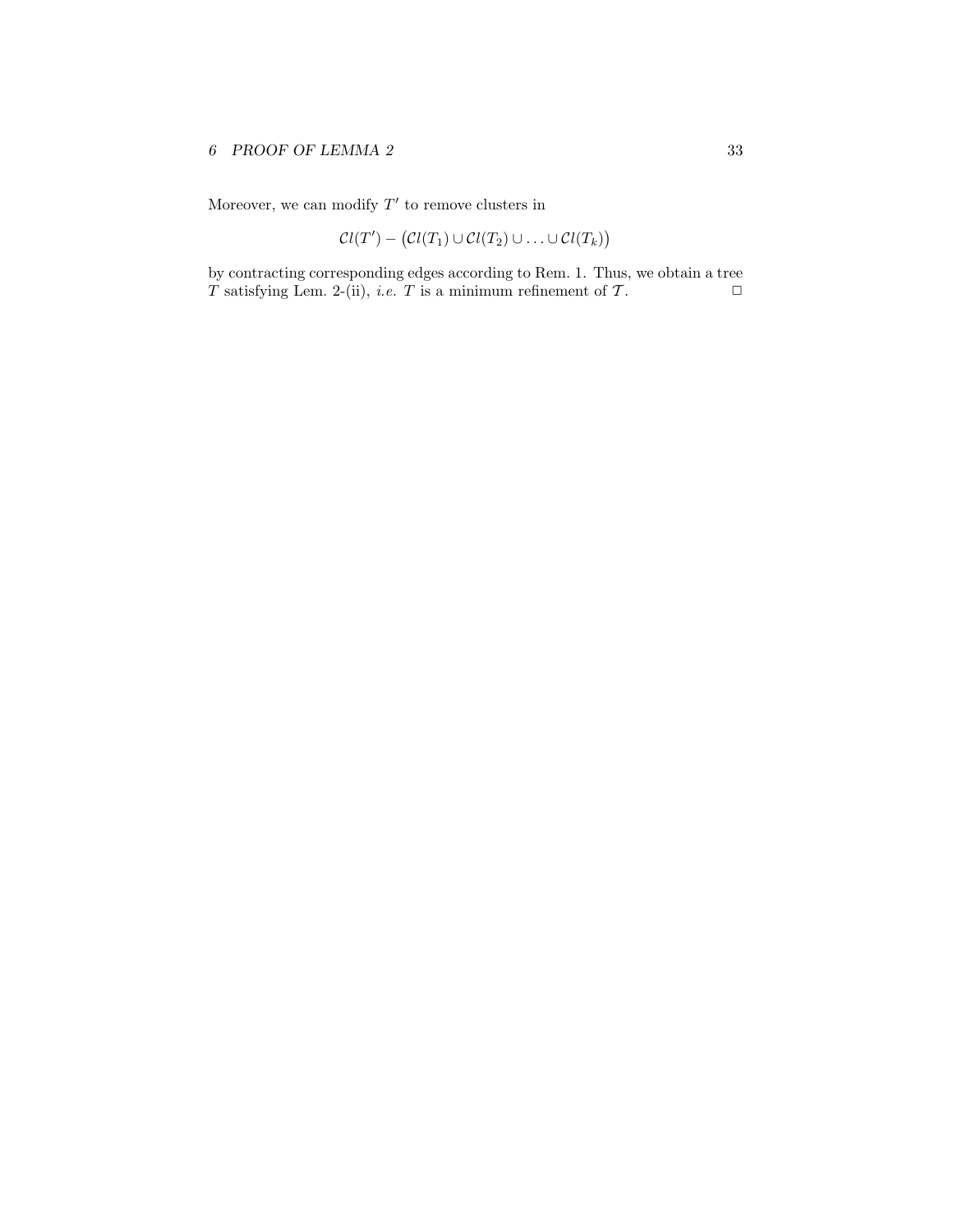Moreover, we can modify $T'$ to remove clusters in

$$\mathcal{C}l(T') - \big(\mathcal{C}l(T_1) \cup \mathcal{C}l(T_2) \cup \ldots \cup \mathcal{C}l(T_k)\big)$$

by contracting corresponding edges according to Rem. 1. Thus, we obtain a tree $T$ satisfying Lem. 2-(ii), *i.e.* $T$ is a minimum refinement of $\mathcal{T}$. □